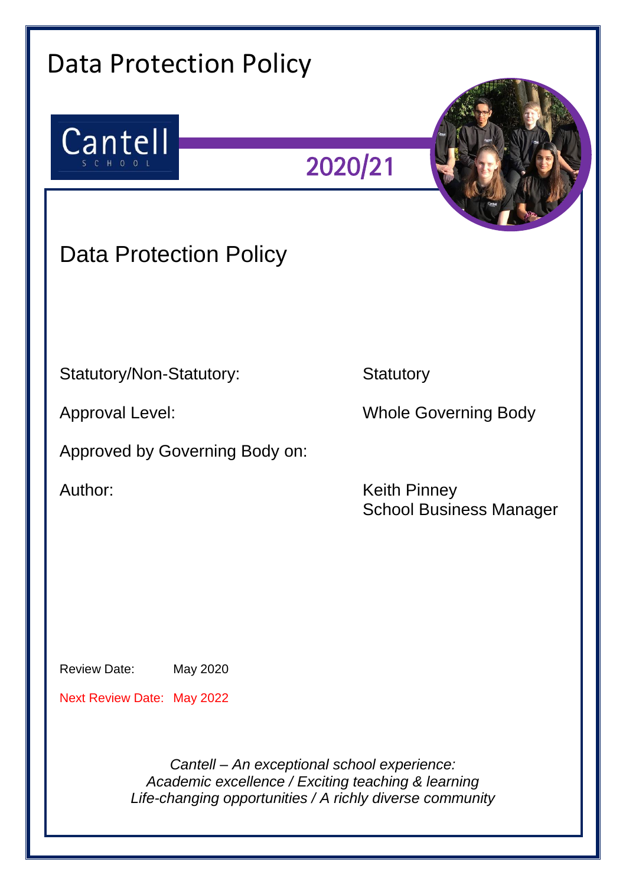# Data Protection Policy

Cantell
SCHOOL

2020/21

## Data Protection Policy

| | |
|---|---|
| Statutory/Non-Statutory: | Statutory |
| Approval Level: | Whole Governing Body |
| Approved by Governing Body on: | |
| Author: | Keith Pinney<br>School Business Manager |

Review Date: May 2020

Next Review Date: May 2022

*Cantell – An exceptional school experience:*
*Academic excellence / Exciting teaching & learning*
*Life-changing opportunities / A richly diverse community*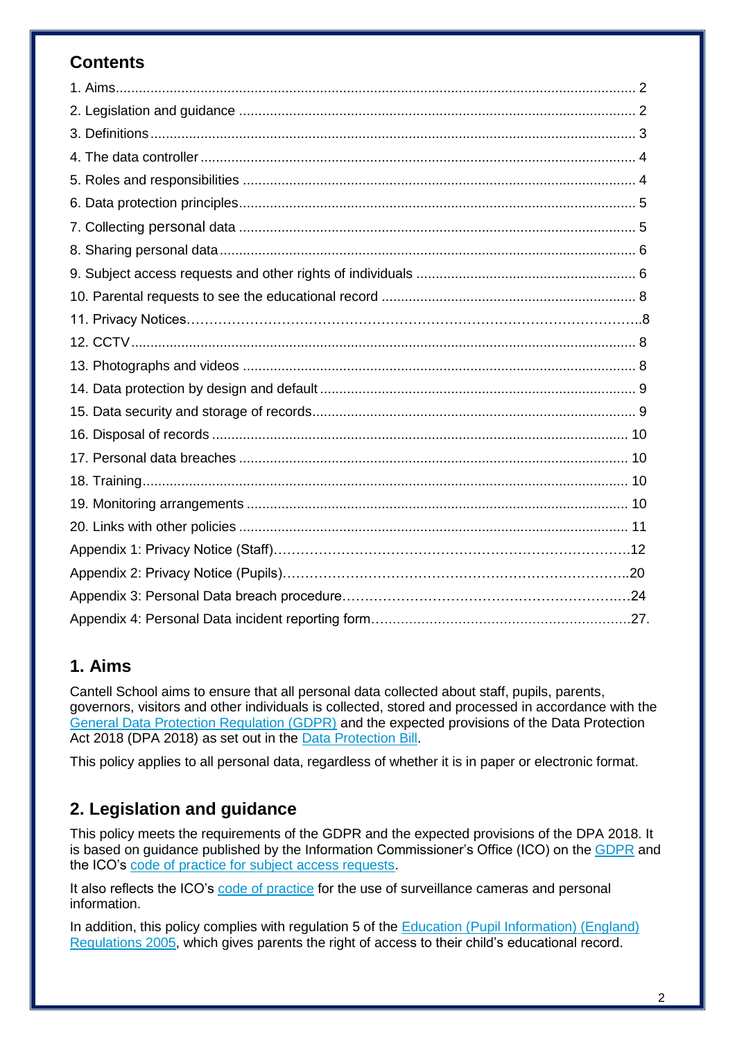## Contents

1. Aims....................................................................................................................... 2
2. Legislation and guidance ...................................................................................... 2
3. Definitions ............................................................................................................. 3
4. The data controller ................................................................................................ 4
5. Roles and responsibilities ..................................................................................... 4
6. Data protection principles...................................................................................... 5
7. Collecting personal data ....................................................................................... 5
8. Sharing personal data ........................................................................................... 6
9. Subject access requests and other rights of individuals ........................................ 6
10. Parental requests to see the educational record .................................................. 8
11. Privacy Notices…………………………………………………………………………….8
12. CCTV ................................................................................................................... 8
13. Photographs and videos ..................................................................................... 8
14. Data protection by design and default ................................................................. 9
15. Data security and storage of records................................................................... 9
16. Disposal of records ........................................................................................... 10
17. Personal data breaches .................................................................................... 10
18. Training............................................................................................................. 10
19. Monitoring arrangements .................................................................................. 10
20. Links with other policies .................................................................................... 11

Appendix 1: Privacy Notice (Staff)……………………………………………………………………12
Appendix 2: Privacy Notice (Pupils)……………………………………………………………….20
Appendix 3: Personal Data breach procedure……………………………………………….24
Appendix 4: Personal Data incident reporting form……………………………………………27.

## 1. Aims

Cantell School aims to ensure that all personal data collected about staff, pupils, parents, governors, visitors and other individuals is collected, stored and processed in accordance with the General Data Protection Regulation (GDPR) and the expected provisions of the Data Protection Act 2018 (DPA 2018) as set out in the Data Protection Bill.

This policy applies to all personal data, regardless of whether it is in paper or electronic format.

## 2. Legislation and guidance

This policy meets the requirements of the GDPR and the expected provisions of the DPA 2018. It is based on guidance published by the Information Commissioner's Office (ICO) on the GDPR and the ICO's code of practice for subject access requests.

It also reflects the ICO's code of practice for the use of surveillance cameras and personal information.

In addition, this policy complies with regulation 5 of the Education (Pupil Information) (England) Regulations 2005, which gives parents the right of access to their child's educational record.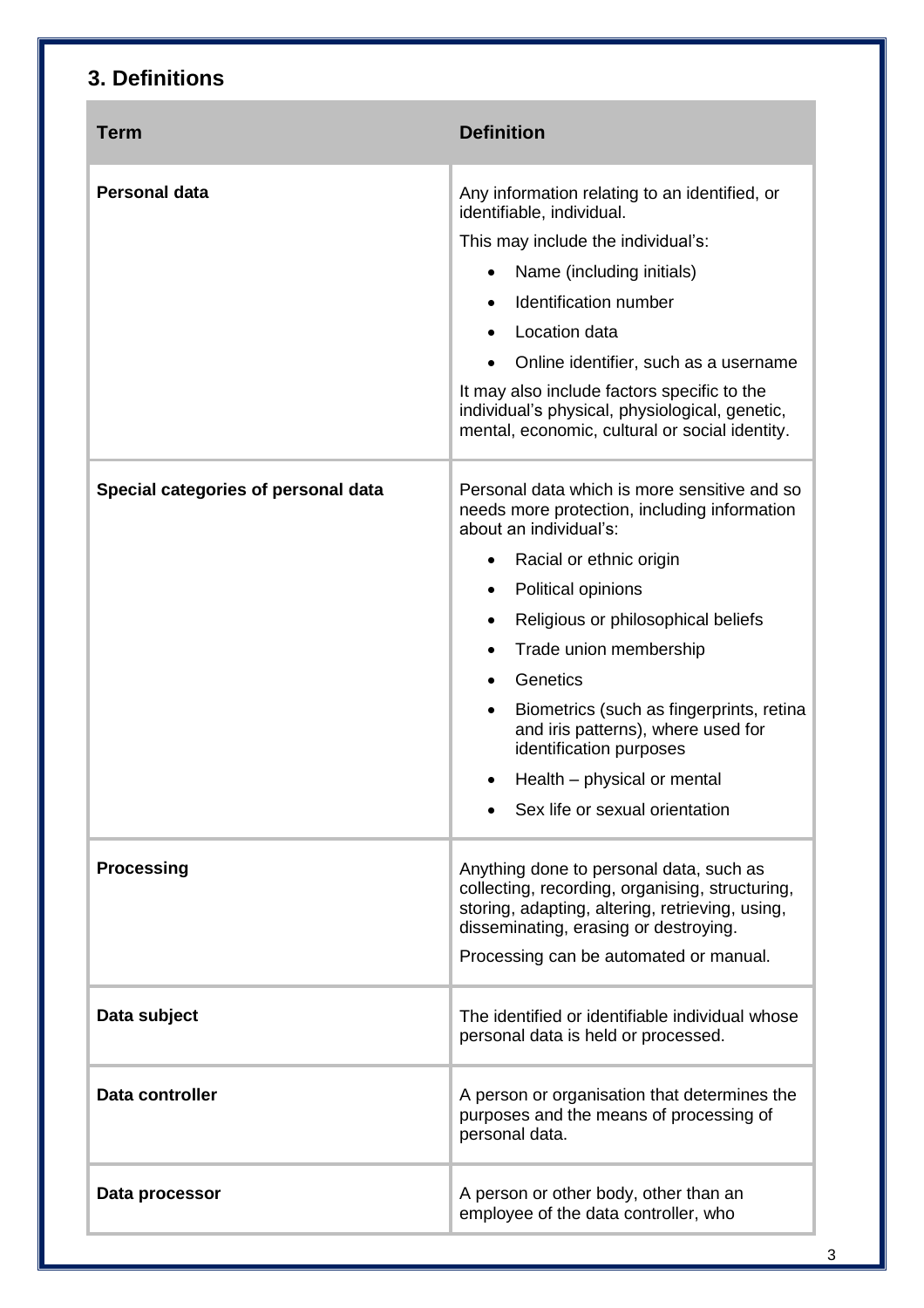## 3. Definitions

| Term | Definition |
|---|---|
| **Personal data** | Any information relating to an identified, or identifiable, individual.<br>This may include the individual's:<br>• Name (including initials)<br>• Identification number<br>• Location data<br>• Online identifier, such as a username<br>It may also include factors specific to the individual's physical, physiological, genetic, mental, economic, cultural or social identity. |
| **Special categories of personal data** | Personal data which is more sensitive and so needs more protection, including information about an individual's:<br>• Racial or ethnic origin<br>• Political opinions<br>• Religious or philosophical beliefs<br>• Trade union membership<br>• Genetics<br>• Biometrics (such as fingerprints, retina and iris patterns), where used for identification purposes<br>• Health – physical or mental<br>• Sex life or sexual orientation |
| **Processing** | Anything done to personal data, such as collecting, recording, organising, structuring, storing, adapting, altering, retrieving, using, disseminating, erasing or destroying.<br>Processing can be automated or manual. |
| **Data subject** | The identified or identifiable individual whose personal data is held or processed. |
| **Data controller** | A person or organisation that determines the purposes and the means of processing of personal data. |
| **Data processor** | A person or other body, other than an employee of the data controller, who |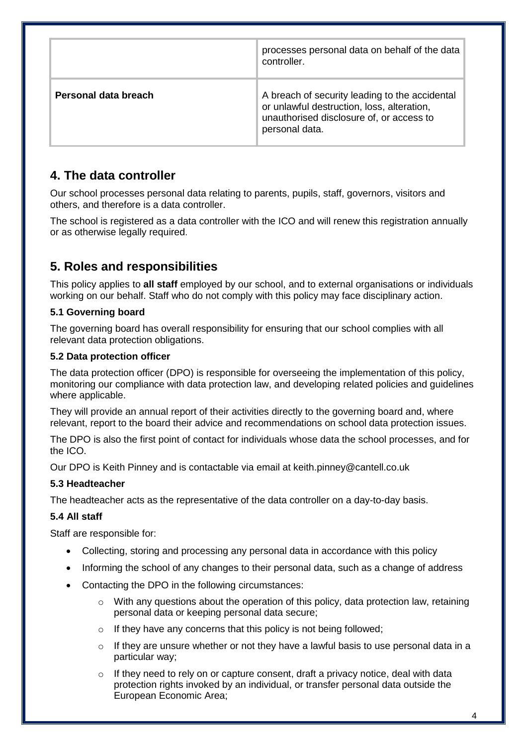| | |
|---|---|
| | processes personal data on behalf of the data controller. |
| **Personal data breach** | A breach of security leading to the accidental or unlawful destruction, loss, alteration, unauthorised disclosure of, or access to personal data. |

## 4. The data controller

Our school processes personal data relating to parents, pupils, staff, governors, visitors and others, and therefore is a data controller.

The school is registered as a data controller with the ICO and will renew this registration annually or as otherwise legally required.

## 5. Roles and responsibilities

This policy applies to **all staff** employed by our school, and to external organisations or individuals working on our behalf. Staff who do not comply with this policy may face disciplinary action.

### 5.1 Governing board

The governing board has overall responsibility for ensuring that our school complies with all relevant data protection obligations.

### 5.2 Data protection officer

The data protection officer (DPO) is responsible for overseeing the implementation of this policy, monitoring our compliance with data protection law, and developing related policies and guidelines where applicable.

They will provide an annual report of their activities directly to the governing board and, where relevant, report to the board their advice and recommendations on school data protection issues.

The DPO is also the first point of contact for individuals whose data the school processes, and for the ICO.

Our DPO is Keith Pinney and is contactable via email at keith.pinney@cantell.co.uk

### 5.3 Headteacher

The headteacher acts as the representative of the data controller on a day-to-day basis.

### 5.4 All staff

Staff are responsible for:

- Collecting, storing and processing any personal data in accordance with this policy
- Informing the school of any changes to their personal data, such as a change of address
- Contacting the DPO in the following circumstances:
    - With any questions about the operation of this policy, data protection law, retaining personal data or keeping personal data secure;
    - If they have any concerns that this policy is not being followed;
    - If they are unsure whether or not they have a lawful basis to use personal data in a particular way;
    - If they need to rely on or capture consent, draft a privacy notice, deal with data protection rights invoked by an individual, or transfer personal data outside the European Economic Area;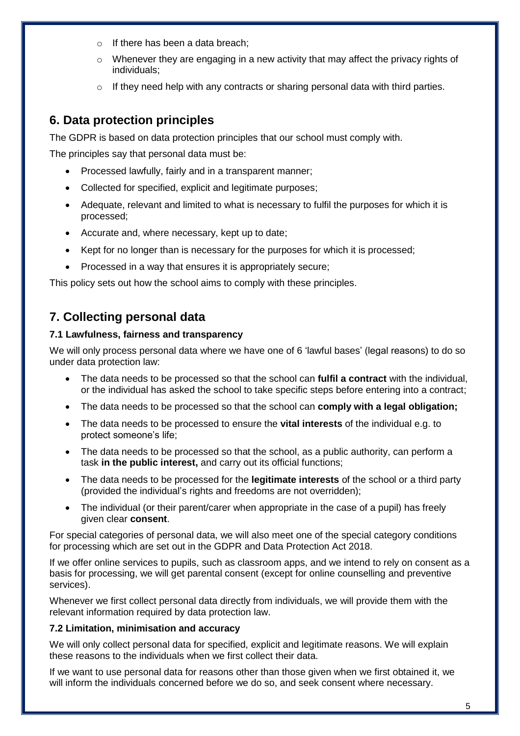- If there has been a data breach;
- Whenever they are engaging in a new activity that may affect the privacy rights of individuals;
- If they need help with any contracts or sharing personal data with third parties.

## 6. Data protection principles

The GDPR is based on data protection principles that our school must comply with.

The principles say that personal data must be:

- Processed lawfully, fairly and in a transparent manner;
- Collected for specified, explicit and legitimate purposes;
- Adequate, relevant and limited to what is necessary to fulfil the purposes for which it is processed;
- Accurate and, where necessary, kept up to date;
- Kept for no longer than is necessary for the purposes for which it is processed;
- Processed in a way that ensures it is appropriately secure;

This policy sets out how the school aims to comply with these principles.

## 7. Collecting personal data

### 7.1 Lawfulness, fairness and transparency

We will only process personal data where we have one of 6 'lawful bases' (legal reasons) to do so under data protection law:

- The data needs to be processed so that the school can **fulfil a contract** with the individual, or the individual has asked the school to take specific steps before entering into a contract;
- The data needs to be processed so that the school can **comply with a legal obligation;**
- The data needs to be processed to ensure the **vital interests** of the individual e.g. to protect someone's life;
- The data needs to be processed so that the school, as a public authority, can perform a task **in the public interest,** and carry out its official functions;
- The data needs to be processed for the **legitimate interests** of the school or a third party (provided the individual's rights and freedoms are not overridden);
- The individual (or their parent/carer when appropriate in the case of a pupil) has freely given clear **consent**.

For special categories of personal data, we will also meet one of the special category conditions for processing which are set out in the GDPR and Data Protection Act 2018.

If we offer online services to pupils, such as classroom apps, and we intend to rely on consent as a basis for processing, we will get parental consent (except for online counselling and preventive services).

Whenever we first collect personal data directly from individuals, we will provide them with the relevant information required by data protection law.

### 7.2 Limitation, minimisation and accuracy

We will only collect personal data for specified, explicit and legitimate reasons. We will explain these reasons to the individuals when we first collect their data.

If we want to use personal data for reasons other than those given when we first obtained it, we will inform the individuals concerned before we do so, and seek consent where necessary.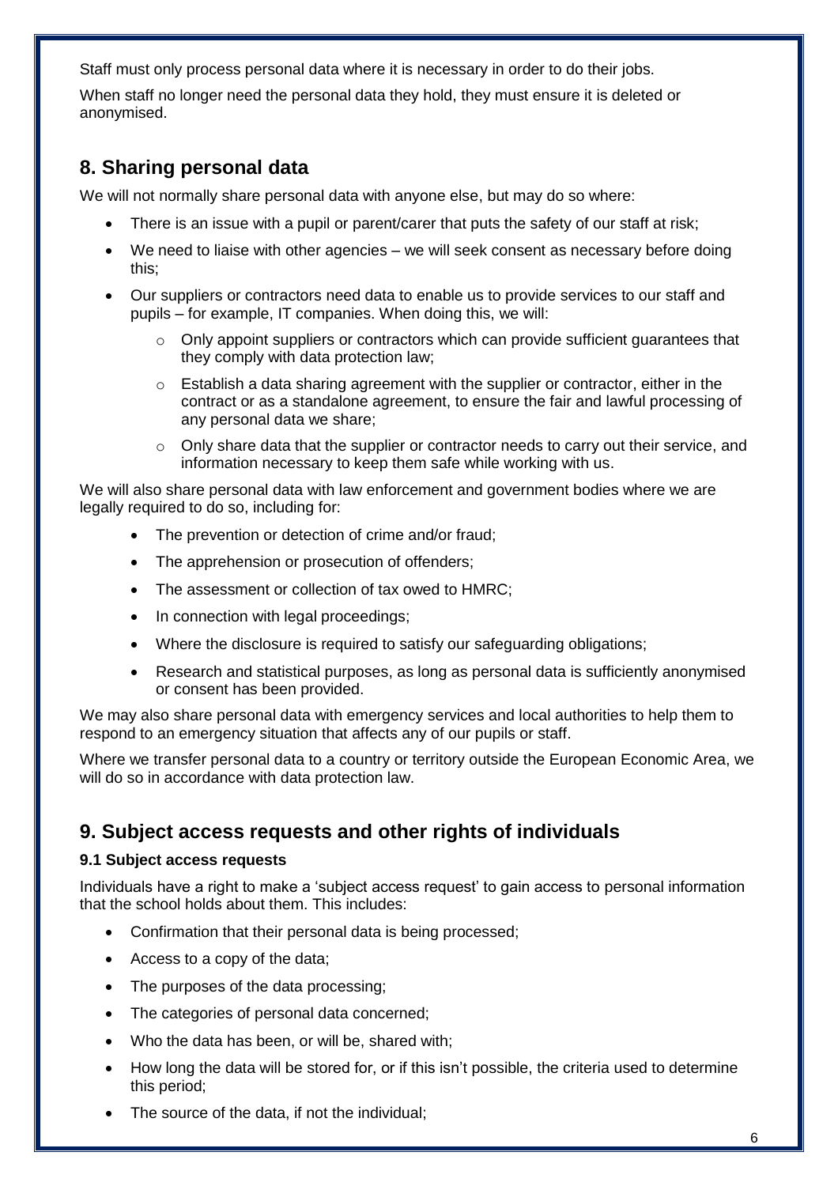Staff must only process personal data where it is necessary in order to do their jobs.

When staff no longer need the personal data they hold, they must ensure it is deleted or anonymised.

## 8. Sharing personal data

We will not normally share personal data with anyone else, but may do so where:

- There is an issue with a pupil or parent/carer that puts the safety of our staff at risk;
- We need to liaise with other agencies – we will seek consent as necessary before doing this;
- Our suppliers or contractors need data to enable us to provide services to our staff and pupils – for example, IT companies. When doing this, we will:
    - Only appoint suppliers or contractors which can provide sufficient guarantees that they comply with data protection law;
    - Establish a data sharing agreement with the supplier or contractor, either in the contract or as a standalone agreement, to ensure the fair and lawful processing of any personal data we share;
    - Only share data that the supplier or contractor needs to carry out their service, and information necessary to keep them safe while working with us.

We will also share personal data with law enforcement and government bodies where we are legally required to do so, including for:

- The prevention or detection of crime and/or fraud;
- The apprehension or prosecution of offenders;
- The assessment or collection of tax owed to HMRC;
- In connection with legal proceedings;
- Where the disclosure is required to satisfy our safeguarding obligations;
- Research and statistical purposes, as long as personal data is sufficiently anonymised or consent has been provided.

We may also share personal data with emergency services and local authorities to help them to respond to an emergency situation that affects any of our pupils or staff.

Where we transfer personal data to a country or territory outside the European Economic Area, we will do so in accordance with data protection law.

## 9. Subject access requests and other rights of individuals

### 9.1 Subject access requests

Individuals have a right to make a 'subject access request' to gain access to personal information that the school holds about them. This includes:

- Confirmation that their personal data is being processed;
- Access to a copy of the data;
- The purposes of the data processing;
- The categories of personal data concerned;
- Who the data has been, or will be, shared with;
- How long the data will be stored for, or if this isn't possible, the criteria used to determine this period;
- The source of the data, if not the individual;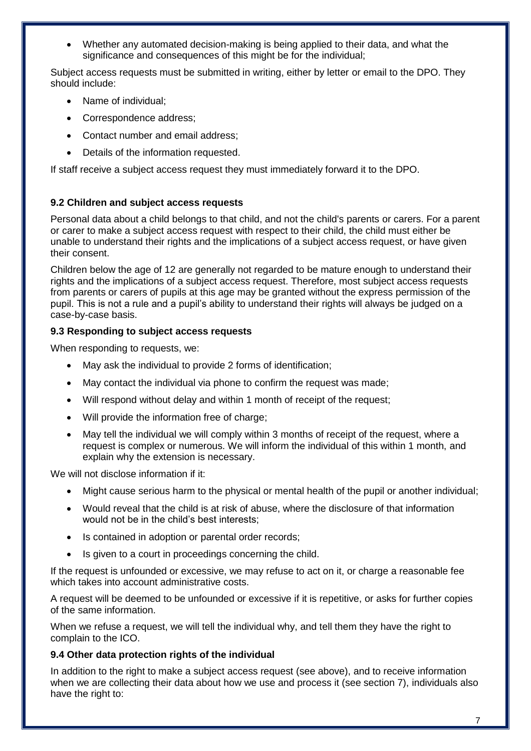- Whether any automated decision-making is being applied to their data, and what the significance and consequences of this might be for the individual;

Subject access requests must be submitted in writing, either by letter or email to the DPO. They should include:

- Name of individual;
- Correspondence address;
- Contact number and email address;
- Details of the information requested.

If staff receive a subject access request they must immediately forward it to the DPO.

### 9.2 Children and subject access requests

Personal data about a child belongs to that child, and not the child's parents or carers. For a parent or carer to make a subject access request with respect to their child, the child must either be unable to understand their rights and the implications of a subject access request, or have given their consent.

Children below the age of 12 are generally not regarded to be mature enough to understand their rights and the implications of a subject access request. Therefore, most subject access requests from parents or carers of pupils at this age may be granted without the express permission of the pupil. This is not a rule and a pupil's ability to understand their rights will always be judged on a case-by-case basis.

### 9.3 Responding to subject access requests

When responding to requests, we:

- May ask the individual to provide 2 forms of identification;
- May contact the individual via phone to confirm the request was made;
- Will respond without delay and within 1 month of receipt of the request;
- Will provide the information free of charge;
- May tell the individual we will comply within 3 months of receipt of the request, where a request is complex or numerous. We will inform the individual of this within 1 month, and explain why the extension is necessary.

We will not disclose information if it:

- Might cause serious harm to the physical or mental health of the pupil or another individual;
- Would reveal that the child is at risk of abuse, where the disclosure of that information would not be in the child's best interests;
- Is contained in adoption or parental order records;
- Is given to a court in proceedings concerning the child.

If the request is unfounded or excessive, we may refuse to act on it, or charge a reasonable fee which takes into account administrative costs.

A request will be deemed to be unfounded or excessive if it is repetitive, or asks for further copies of the same information.

When we refuse a request, we will tell the individual why, and tell them they have the right to complain to the ICO.

### 9.4 Other data protection rights of the individual

In addition to the right to make a subject access request (see above), and to receive information when we are collecting their data about how we use and process it (see section 7), individuals also have the right to: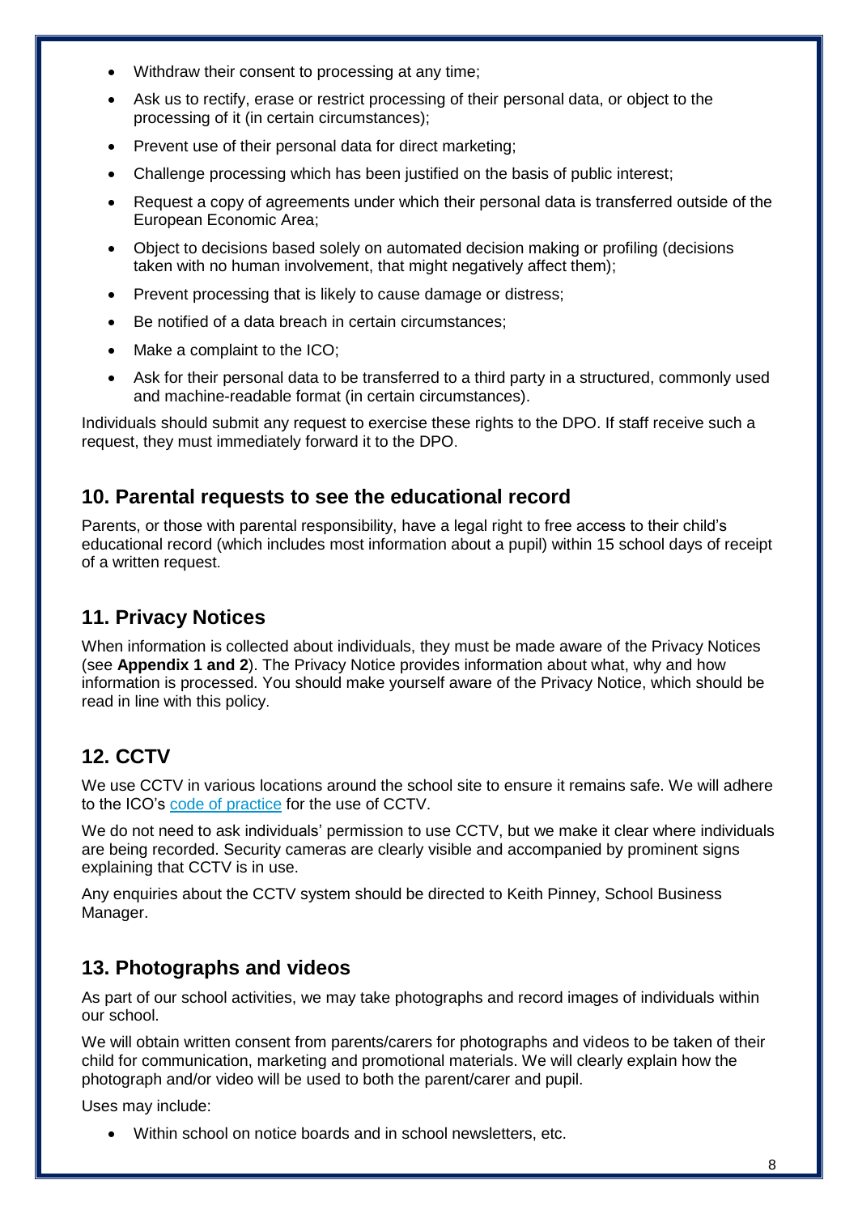- Withdraw their consent to processing at any time;
- Ask us to rectify, erase or restrict processing of their personal data, or object to the processing of it (in certain circumstances);
- Prevent use of their personal data for direct marketing;
- Challenge processing which has been justified on the basis of public interest;
- Request a copy of agreements under which their personal data is transferred outside of the European Economic Area;
- Object to decisions based solely on automated decision making or profiling (decisions taken with no human involvement, that might negatively affect them);
- Prevent processing that is likely to cause damage or distress;
- Be notified of a data breach in certain circumstances;
- Make a complaint to the ICO;
- Ask for their personal data to be transferred to a third party in a structured, commonly used and machine-readable format (in certain circumstances).

Individuals should submit any request to exercise these rights to the DPO. If staff receive such a request, they must immediately forward it to the DPO.

## 10. Parental requests to see the educational record

Parents, or those with parental responsibility, have a legal right to free access to their child's educational record (which includes most information about a pupil) within 15 school days of receipt of a written request.

## 11. Privacy Notices

When information is collected about individuals, they must be made aware of the Privacy Notices (see **Appendix 1 and 2**). The Privacy Notice provides information about what, why and how information is processed. You should make yourself aware of the Privacy Notice, which should be read in line with this policy.

## 12. CCTV

We use CCTV in various locations around the school site to ensure it remains safe. We will adhere to the ICO's code of practice for the use of CCTV.

We do not need to ask individuals' permission to use CCTV, but we make it clear where individuals are being recorded. Security cameras are clearly visible and accompanied by prominent signs explaining that CCTV is in use.

Any enquiries about the CCTV system should be directed to Keith Pinney, School Business Manager.

## 13. Photographs and videos

As part of our school activities, we may take photographs and record images of individuals within our school.

We will obtain written consent from parents/carers for photographs and videos to be taken of their child for communication, marketing and promotional materials. We will clearly explain how the photograph and/or video will be used to both the parent/carer and pupil.

Uses may include:

- Within school on notice boards and in school newsletters, etc.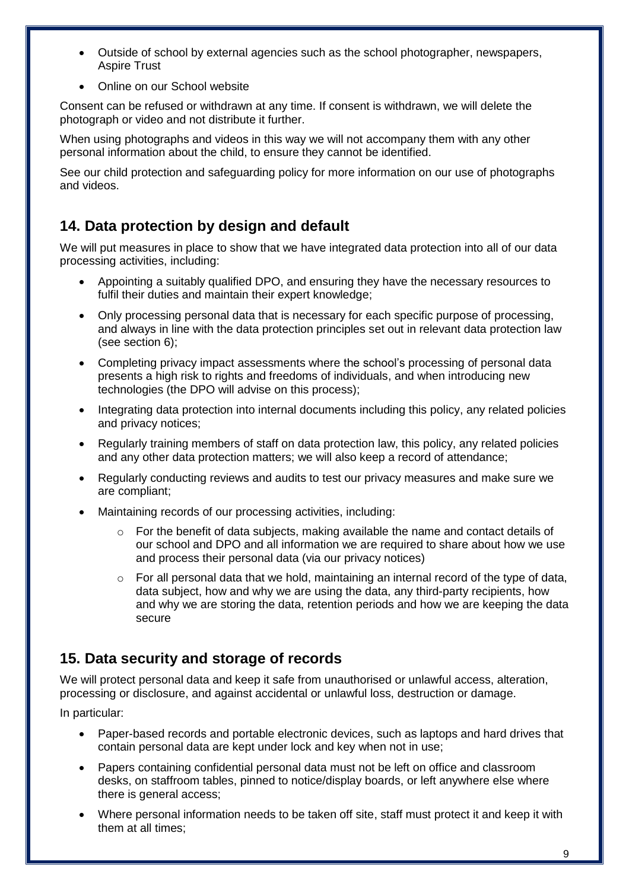- Outside of school by external agencies such as the school photographer, newspapers, Aspire Trust
- Online on our School website

Consent can be refused or withdrawn at any time. If consent is withdrawn, we will delete the photograph or video and not distribute it further.

When using photographs and videos in this way we will not accompany them with any other personal information about the child, to ensure they cannot be identified.

See our child protection and safeguarding policy for more information on our use of photographs and videos.

## 14. Data protection by design and default

We will put measures in place to show that we have integrated data protection into all of our data processing activities, including:

- Appointing a suitably qualified DPO, and ensuring they have the necessary resources to fulfil their duties and maintain their expert knowledge;
- Only processing personal data that is necessary for each specific purpose of processing, and always in line with the data protection principles set out in relevant data protection law (see section 6);
- Completing privacy impact assessments where the school's processing of personal data presents a high risk to rights and freedoms of individuals, and when introducing new technologies (the DPO will advise on this process);
- Integrating data protection into internal documents including this policy, any related policies and privacy notices;
- Regularly training members of staff on data protection law, this policy, any related policies and any other data protection matters; we will also keep a record of attendance;
- Regularly conducting reviews and audits to test our privacy measures and make sure we are compliant;
- Maintaining records of our processing activities, including:
    - For the benefit of data subjects, making available the name and contact details of our school and DPO and all information we are required to share about how we use and process their personal data (via our privacy notices)
    - For all personal data that we hold, maintaining an internal record of the type of data, data subject, how and why we are using the data, any third-party recipients, how and why we are storing the data, retention periods and how we are keeping the data secure

## 15. Data security and storage of records

We will protect personal data and keep it safe from unauthorised or unlawful access, alteration, processing or disclosure, and against accidental or unlawful loss, destruction or damage.

In particular:

- Paper-based records and portable electronic devices, such as laptops and hard drives that contain personal data are kept under lock and key when not in use;
- Papers containing confidential personal data must not be left on office and classroom desks, on staffroom tables, pinned to notice/display boards, or left anywhere else where there is general access;
- Where personal information needs to be taken off site, staff must protect it and keep it with them at all times;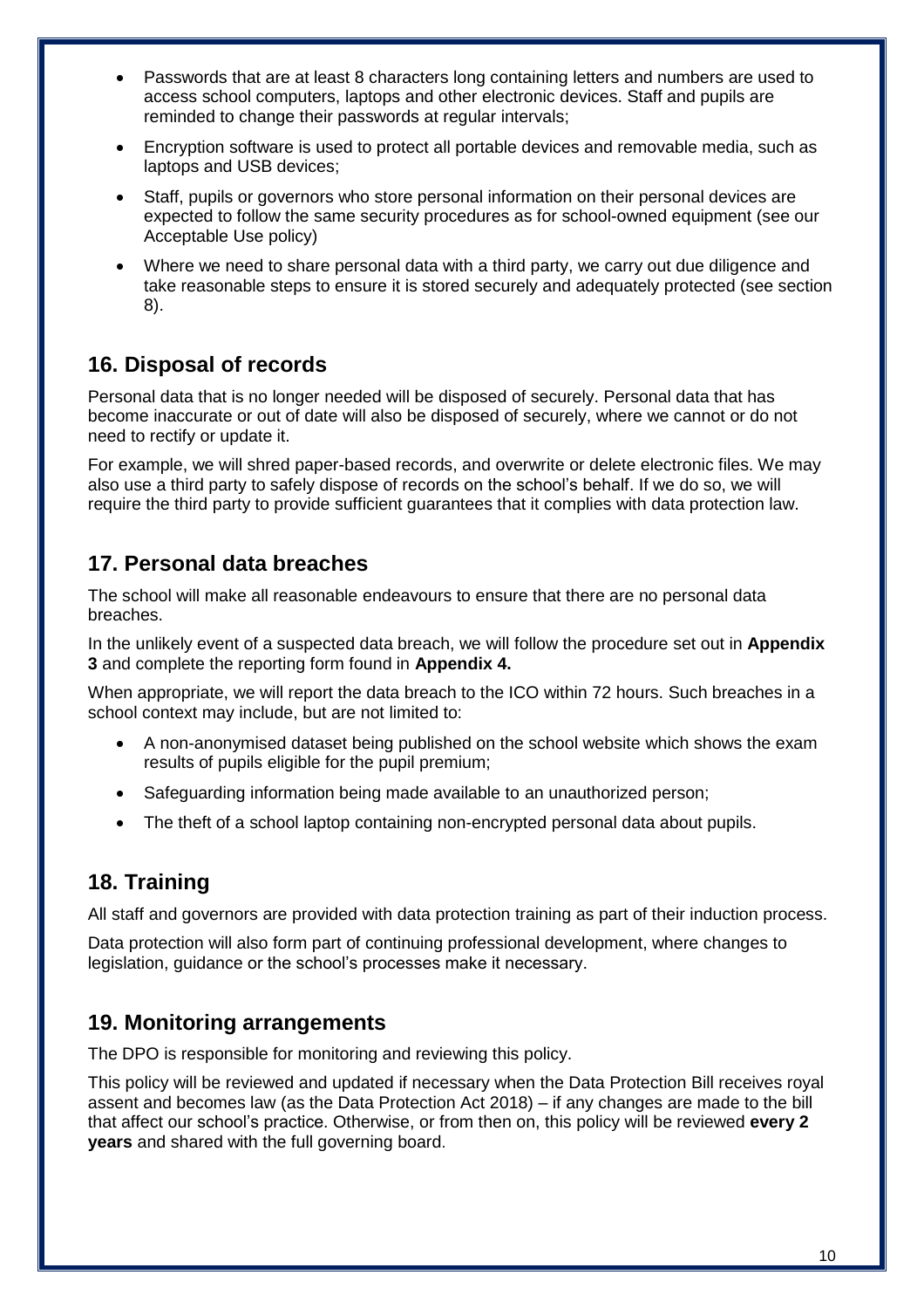- Passwords that are at least 8 characters long containing letters and numbers are used to access school computers, laptops and other electronic devices. Staff and pupils are reminded to change their passwords at regular intervals;
- Encryption software is used to protect all portable devices and removable media, such as laptops and USB devices;
- Staff, pupils or governors who store personal information on their personal devices are expected to follow the same security procedures as for school-owned equipment (see our Acceptable Use policy)
- Where we need to share personal data with a third party, we carry out due diligence and take reasonable steps to ensure it is stored securely and adequately protected (see section 8).

## 16. Disposal of records

Personal data that is no longer needed will be disposed of securely. Personal data that has become inaccurate or out of date will also be disposed of securely, where we cannot or do not need to rectify or update it.

For example, we will shred paper-based records, and overwrite or delete electronic files. We may also use a third party to safely dispose of records on the school's behalf. If we do so, we will require the third party to provide sufficient guarantees that it complies with data protection law.

## 17. Personal data breaches

The school will make all reasonable endeavours to ensure that there are no personal data breaches.

In the unlikely event of a suspected data breach, we will follow the procedure set out in **Appendix 3** and complete the reporting form found in **Appendix 4.**

When appropriate, we will report the data breach to the ICO within 72 hours. Such breaches in a school context may include, but are not limited to:

- A non-anonymised dataset being published on the school website which shows the exam results of pupils eligible for the pupil premium;
- Safeguarding information being made available to an unauthorized person;
- The theft of a school laptop containing non-encrypted personal data about pupils.

## 18. Training

All staff and governors are provided with data protection training as part of their induction process.

Data protection will also form part of continuing professional development, where changes to legislation, guidance or the school's processes make it necessary.

## 19. Monitoring arrangements

The DPO is responsible for monitoring and reviewing this policy.

This policy will be reviewed and updated if necessary when the Data Protection Bill receives royal assent and becomes law (as the Data Protection Act 2018) – if any changes are made to the bill that affect our school's practice. Otherwise, or from then on, this policy will be reviewed **every 2 years** and shared with the full governing board.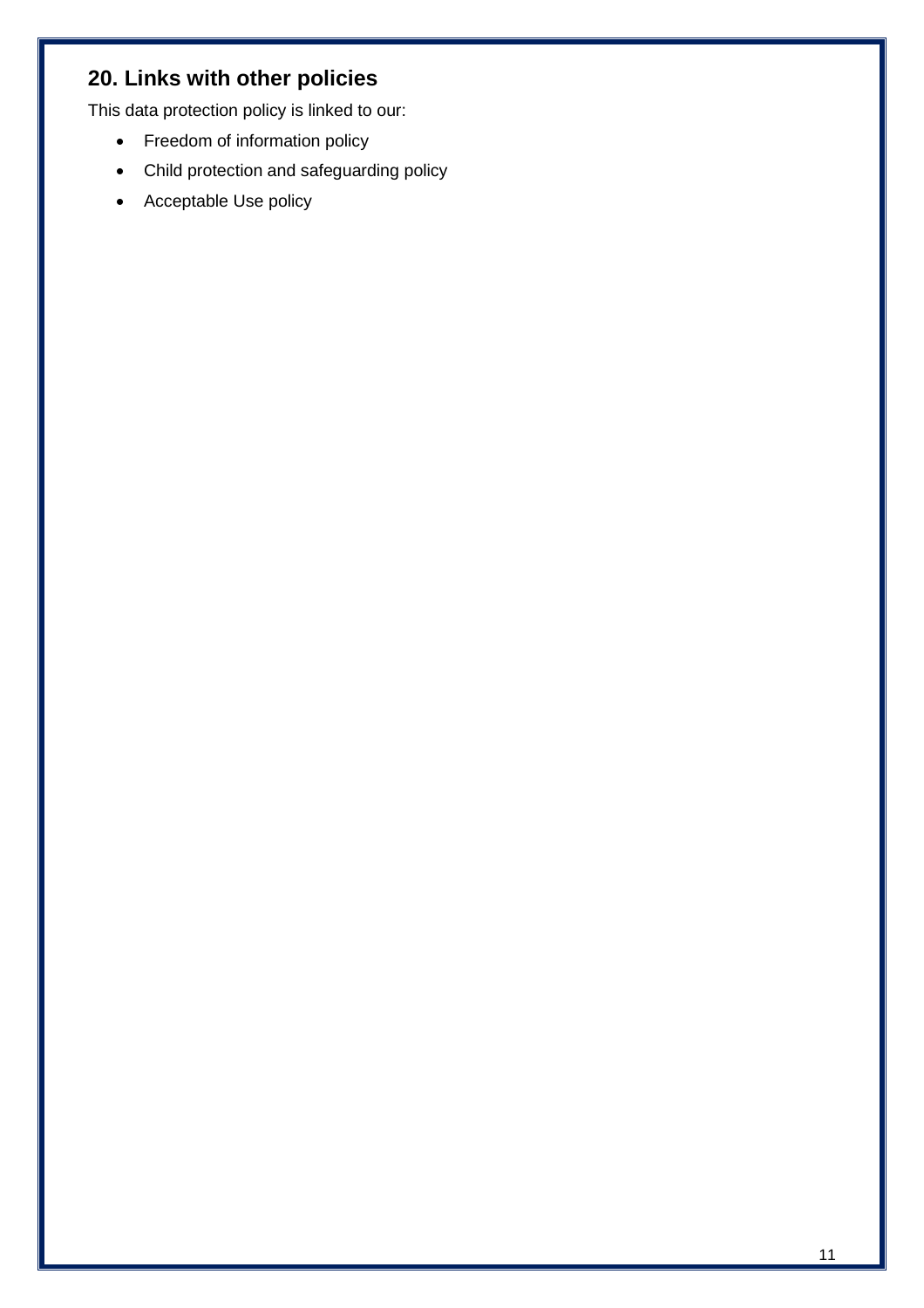## 20. Links with other policies

This data protection policy is linked to our:

- Freedom of information policy
- Child protection and safeguarding policy
- Acceptable Use policy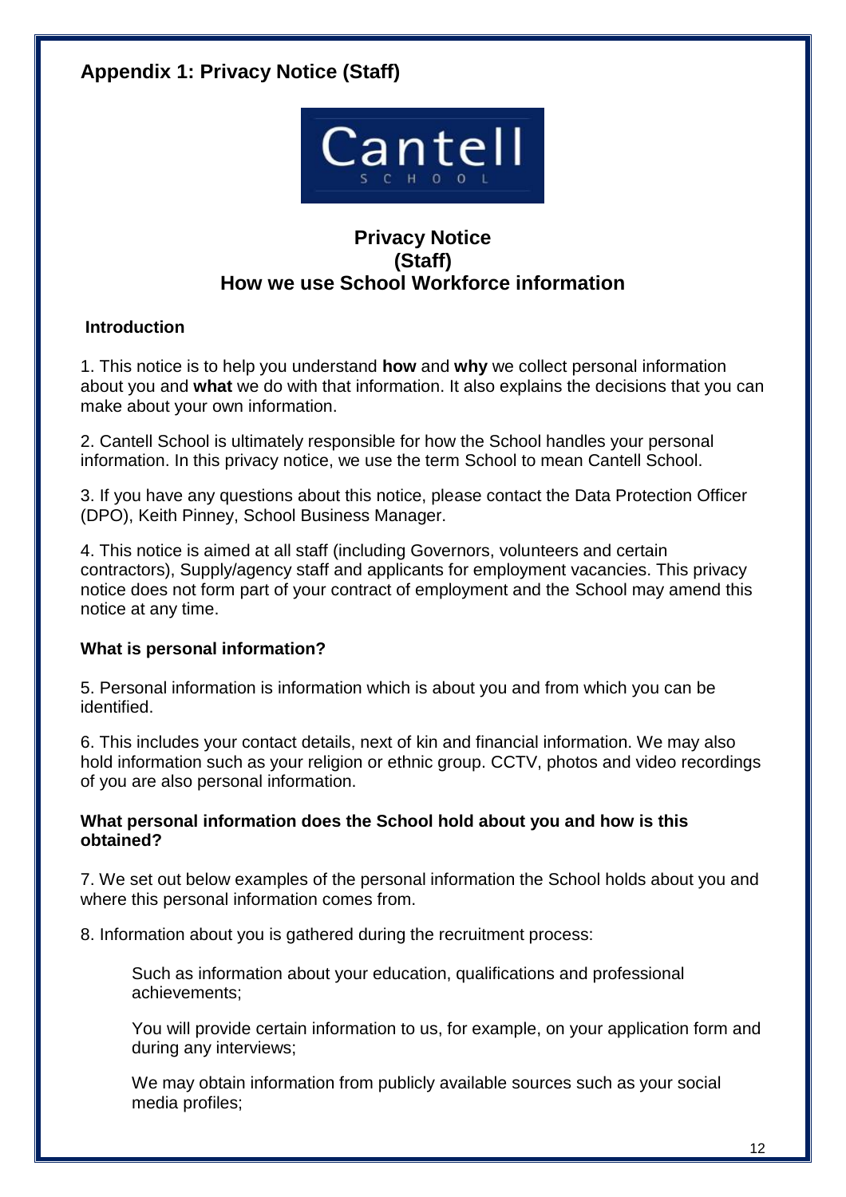## Appendix 1: Privacy Notice (Staff)

Cantell
SCHOOL

**Privacy Notice**
**(Staff)**
**How we use School Workforce information**

**Introduction**

1. This notice is to help you understand **how** and **why** we collect personal information about you and **what** we do with that information. It also explains the decisions that you can make about your own information.

2. Cantell School is ultimately responsible for how the School handles your personal information. In this privacy notice, we use the term School to mean Cantell School.

3. If you have any questions about this notice, please contact the Data Protection Officer (DPO), Keith Pinney, School Business Manager.

4. This notice is aimed at all staff (including Governors, volunteers and certain contractors), Supply/agency staff and applicants for employment vacancies. This privacy notice does not form part of your contract of employment and the School may amend this notice at any time.

**What is personal information?**

5. Personal information is information which is about you and from which you can be identified.

6. This includes your contact details, next of kin and financial information. We may also hold information such as your religion or ethnic group. CCTV, photos and video recordings of you are also personal information.

**What personal information does the School hold about you and how is this obtained?**

7. We set out below examples of the personal information the School holds about you and where this personal information comes from.

8. Information about you is gathered during the recruitment process:

Such as information about your education, qualifications and professional achievements;

You will provide certain information to us, for example, on your application form and during any interviews;

We may obtain information from publicly available sources such as your social media profiles;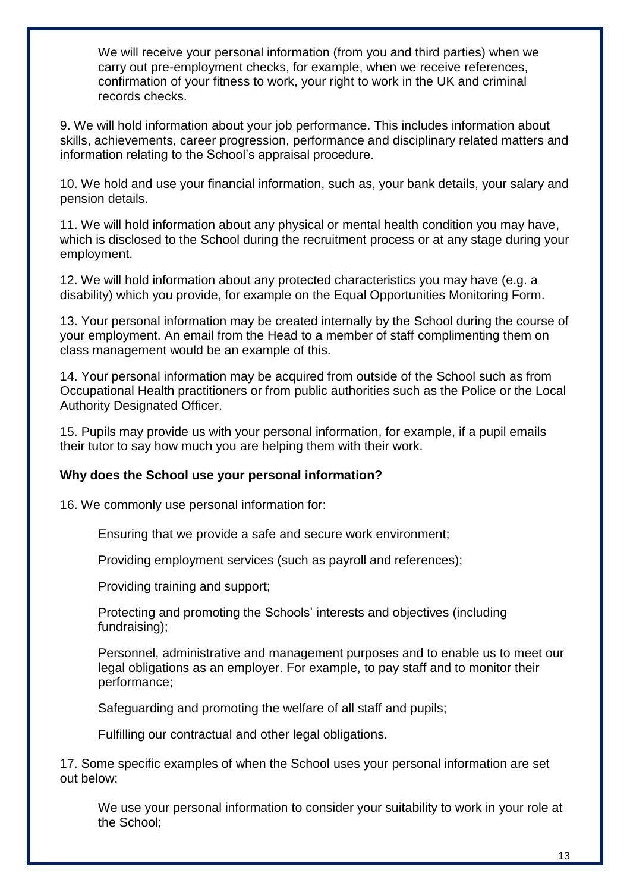We will receive your personal information (from you and third parties) when we carry out pre-employment checks, for example, when we receive references, confirmation of your fitness to work, your right to work in the UK and criminal records checks.

9. We will hold information about your job performance. This includes information about skills, achievements, career progression, performance and disciplinary related matters and information relating to the School's appraisal procedure.

10. We hold and use your financial information, such as, your bank details, your salary and pension details.

11. We will hold information about any physical or mental health condition you may have, which is disclosed to the School during the recruitment process or at any stage during your employment.

12. We will hold information about any protected characteristics you may have (e.g. a disability) which you provide, for example on the Equal Opportunities Monitoring Form.

13. Your personal information may be created internally by the School during the course of your employment. An email from the Head to a member of staff complimenting them on class management would be an example of this.

14. Your personal information may be acquired from outside of the School such as from Occupational Health practitioners or from public authorities such as the Police or the Local Authority Designated Officer.

15. Pupils may provide us with your personal information, for example, if a pupil emails their tutor to say how much you are helping them with their work.

**Why does the School use your personal information?**

16. We commonly use personal information for:

- Ensuring that we provide a safe and secure work environment;
- Providing employment services (such as payroll and references);
- Providing training and support;
- Protecting and promoting the Schools' interests and objectives (including fundraising);
- Personnel, administrative and management purposes and to enable us to meet our legal obligations as an employer. For example, to pay staff and to monitor their performance;
- Safeguarding and promoting the welfare of all staff and pupils;
- Fulfilling our contractual and other legal obligations.

17. Some specific examples of when the School uses your personal information are set out below:

- We use your personal information to consider your suitability to work in your role at the School;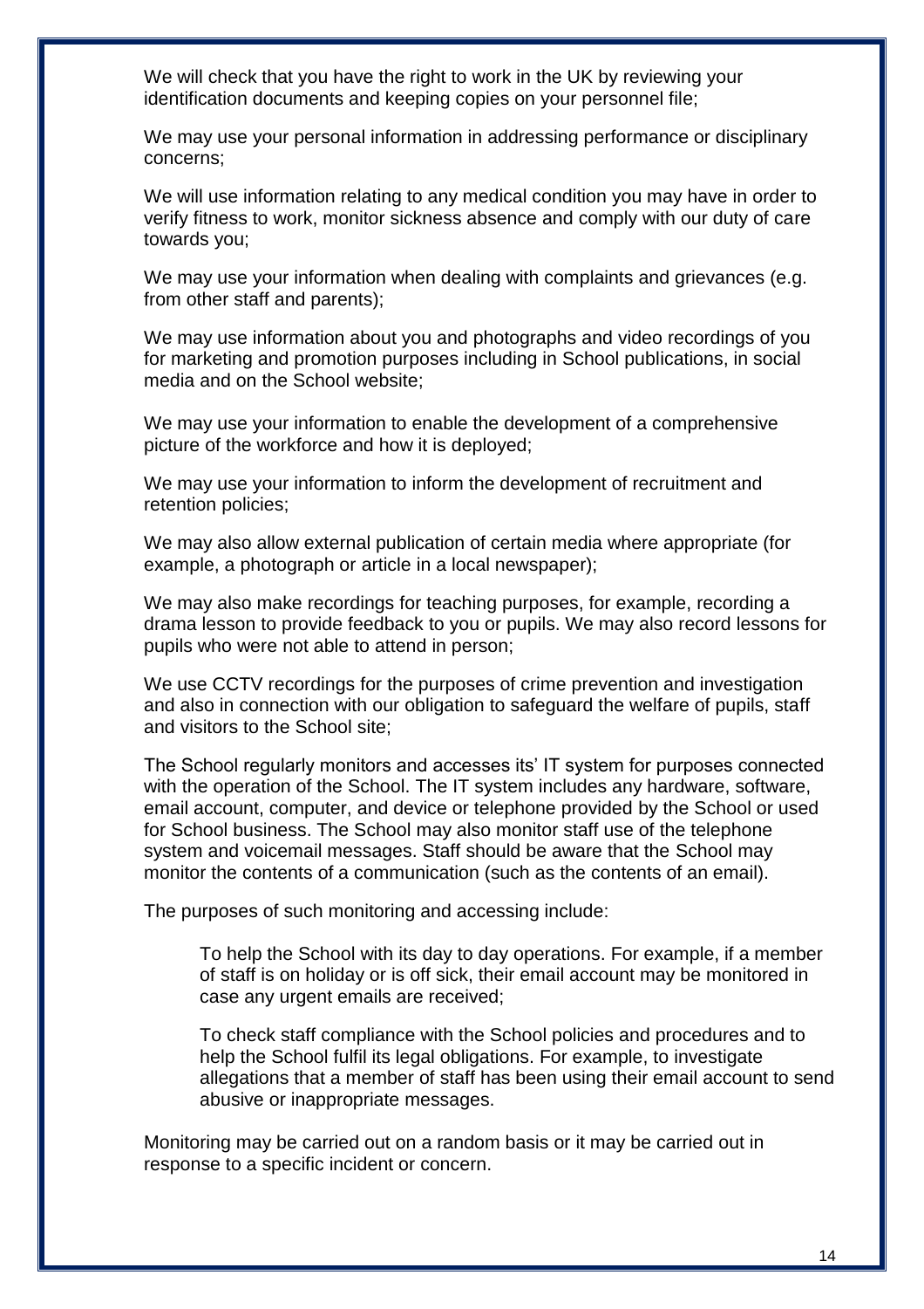We will check that you have the right to work in the UK by reviewing your identification documents and keeping copies on your personnel file;

We may use your personal information in addressing performance or disciplinary concerns;

We will use information relating to any medical condition you may have in order to verify fitness to work, monitor sickness absence and comply with our duty of care towards you;

We may use your information when dealing with complaints and grievances (e.g. from other staff and parents);

We may use information about you and photographs and video recordings of you for marketing and promotion purposes including in School publications, in social media and on the School website;

We may use your information to enable the development of a comprehensive picture of the workforce and how it is deployed;

We may use your information to inform the development of recruitment and retention policies;

We may also allow external publication of certain media where appropriate (for example, a photograph or article in a local newspaper);

We may also make recordings for teaching purposes, for example, recording a drama lesson to provide feedback to you or pupils. We may also record lessons for pupils who were not able to attend in person;

We use CCTV recordings for the purposes of crime prevention and investigation and also in connection with our obligation to safeguard the welfare of pupils, staff and visitors to the School site;

The School regularly monitors and accesses its' IT system for purposes connected with the operation of the School. The IT system includes any hardware, software, email account, computer, and device or telephone provided by the School or used for School business. The School may also monitor staff use of the telephone system and voicemail messages. Staff should be aware that the School may monitor the contents of a communication (such as the contents of an email).

The purposes of such monitoring and accessing include:

> To help the School with its day to day operations. For example, if a member of staff is on holiday or is off sick, their email account may be monitored in case any urgent emails are received;
>
> To check staff compliance with the School policies and procedures and to help the School fulfil its legal obligations. For example, to investigate allegations that a member of staff has been using their email account to send abusive or inappropriate messages.

Monitoring may be carried out on a random basis or it may be carried out in response to a specific incident or concern.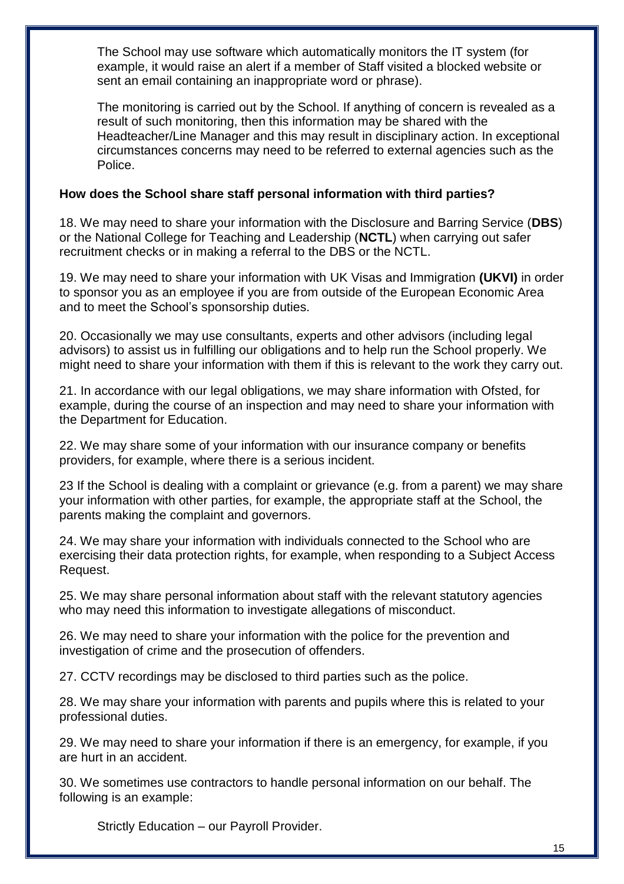The School may use software which automatically monitors the IT system (for example, it would raise an alert if a member of Staff visited a blocked website or sent an email containing an inappropriate word or phrase).

The monitoring is carried out by the School. If anything of concern is revealed as a result of such monitoring, then this information may be shared with the Headteacher/Line Manager and this may result in disciplinary action. In exceptional circumstances concerns may need to be referred to external agencies such as the Police.

**How does the School share staff personal information with third parties?**

18. We may need to share your information with the Disclosure and Barring Service (**DBS**) or the National College for Teaching and Leadership (**NCTL**) when carrying out safer recruitment checks or in making a referral to the DBS or the NCTL.

19. We may need to share your information with UK Visas and Immigration **(UKVI)** in order to sponsor you as an employee if you are from outside of the European Economic Area and to meet the School's sponsorship duties.

20. Occasionally we may use consultants, experts and other advisors (including legal advisors) to assist us in fulfilling our obligations and to help run the School properly. We might need to share your information with them if this is relevant to the work they carry out.

21. In accordance with our legal obligations, we may share information with Ofsted, for example, during the course of an inspection and may need to share your information with the Department for Education.

22. We may share some of your information with our insurance company or benefits providers, for example, where there is a serious incident.

23 If the School is dealing with a complaint or grievance (e.g. from a parent) we may share your information with other parties, for example, the appropriate staff at the School, the parents making the complaint and governors.

24. We may share your information with individuals connected to the School who are exercising their data protection rights, for example, when responding to a Subject Access Request.

25. We may share personal information about staff with the relevant statutory agencies who may need this information to investigate allegations of misconduct.

26. We may need to share your information with the police for the prevention and investigation of crime and the prosecution of offenders.

27. CCTV recordings may be disclosed to third parties such as the police.

28. We may share your information with parents and pupils where this is related to your professional duties.

29. We may need to share your information if there is an emergency, for example, if you are hurt in an accident.

30. We sometimes use contractors to handle personal information on our behalf. The following is an example:

Strictly Education – our Payroll Provider.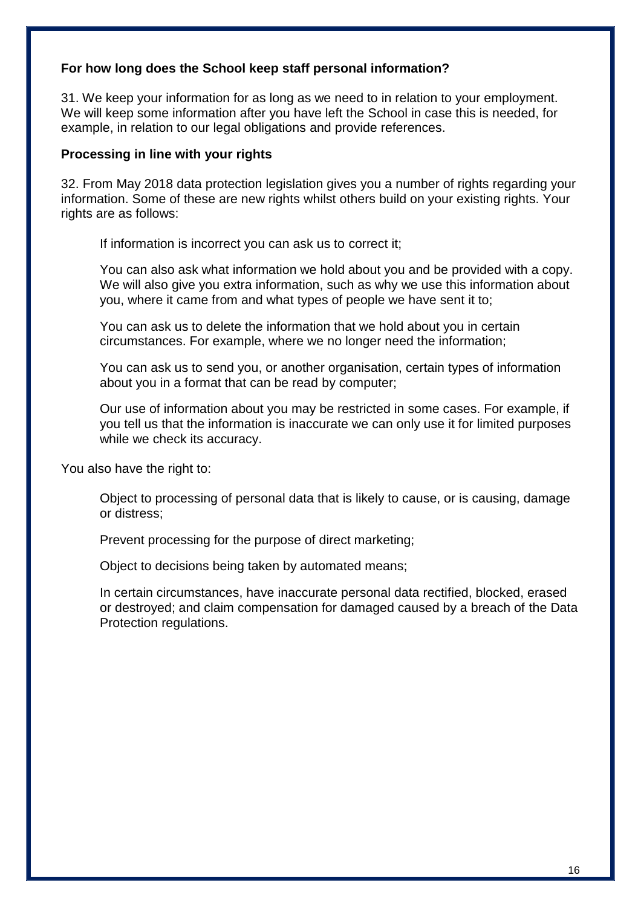**For how long does the School keep staff personal information?**

31. We keep your information for as long as we need to in relation to your employment. We will keep some information after you have left the School in case this is needed, for example, in relation to our legal obligations and provide references.

**Processing in line with your rights**

32. From May 2018 data protection legislation gives you a number of rights regarding your information. Some of these are new rights whilst others build on your existing rights. Your rights are as follows:

- If information is incorrect you can ask us to correct it;
- You can also ask what information we hold about you and be provided with a copy. We will also give you extra information, such as why we use this information about you, where it came from and what types of people we have sent it to;
- You can ask us to delete the information that we hold about you in certain circumstances. For example, where we no longer need the information;
- You can ask us to send you, or another organisation, certain types of information about you in a format that can be read by computer;
- Our use of information about you may be restricted in some cases. For example, if you tell us that the information is inaccurate we can only use it for limited purposes while we check its accuracy.

You also have the right to:

- Object to processing of personal data that is likely to cause, or is causing, damage or distress;
- Prevent processing for the purpose of direct marketing;
- Object to decisions being taken by automated means;
- In certain circumstances, have inaccurate personal data rectified, blocked, erased or destroyed; and claim compensation for damaged caused by a breach of the Data Protection regulations.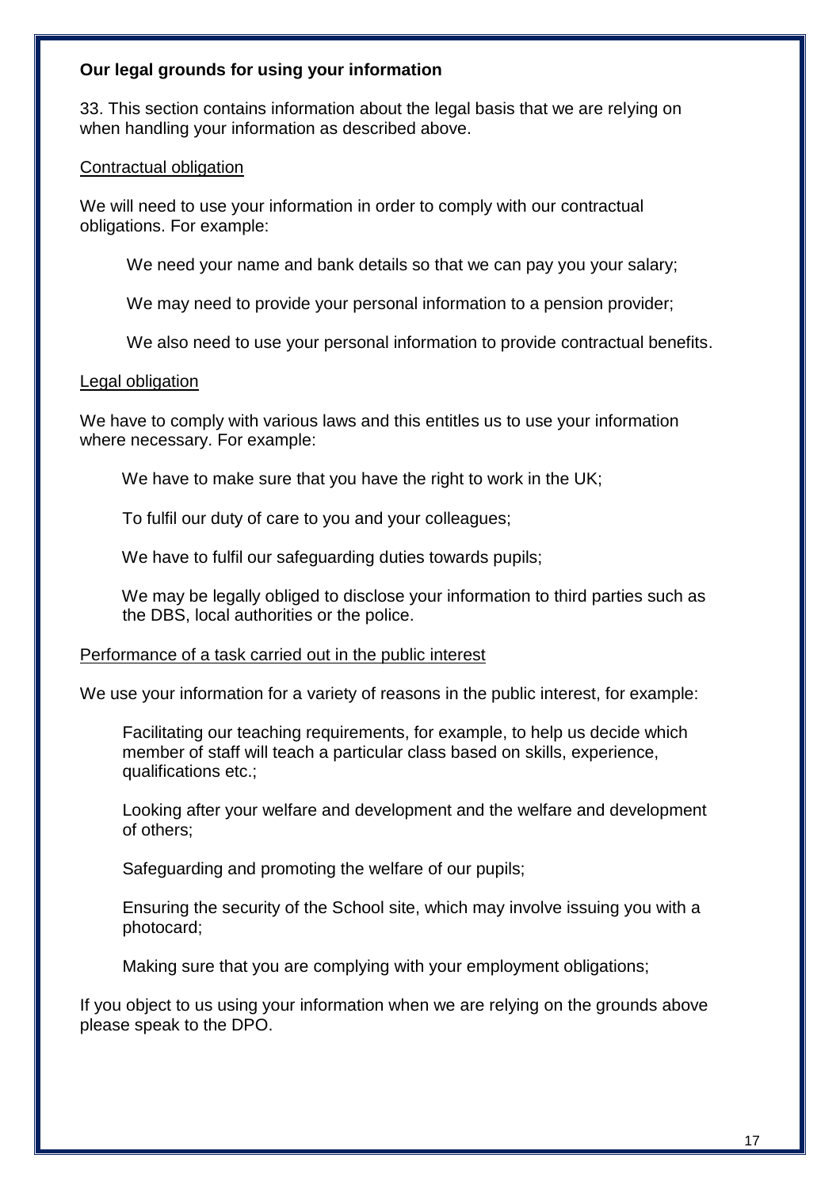**Our legal grounds for using your information**

33. This section contains information about the legal basis that we are relying on when handling your information as described above.

Contractual obligation

We will need to use your information in order to comply with our contractual obligations. For example:

- We need your name and bank details so that we can pay you your salary;
- We may need to provide your personal information to a pension provider;
- We also need to use your personal information to provide contractual benefits.

Legal obligation

We have to comply with various laws and this entitles us to use your information where necessary. For example:

- We have to make sure that you have the right to work in the UK;
- To fulfil our duty of care to you and your colleagues;
- We have to fulfil our safeguarding duties towards pupils;
- We may be legally obliged to disclose your information to third parties such as the DBS, local authorities or the police.

Performance of a task carried out in the public interest

We use your information for a variety of reasons in the public interest, for example:

- Facilitating our teaching requirements, for example, to help us decide which member of staff will teach a particular class based on skills, experience, qualifications etc.;
- Looking after your welfare and development and the welfare and development of others;
- Safeguarding and promoting the welfare of our pupils;
- Ensuring the security of the School site, which may involve issuing you with a photocard;
- Making sure that you are complying with your employment obligations;

If you object to us using your information when we are relying on the grounds above please speak to the DPO.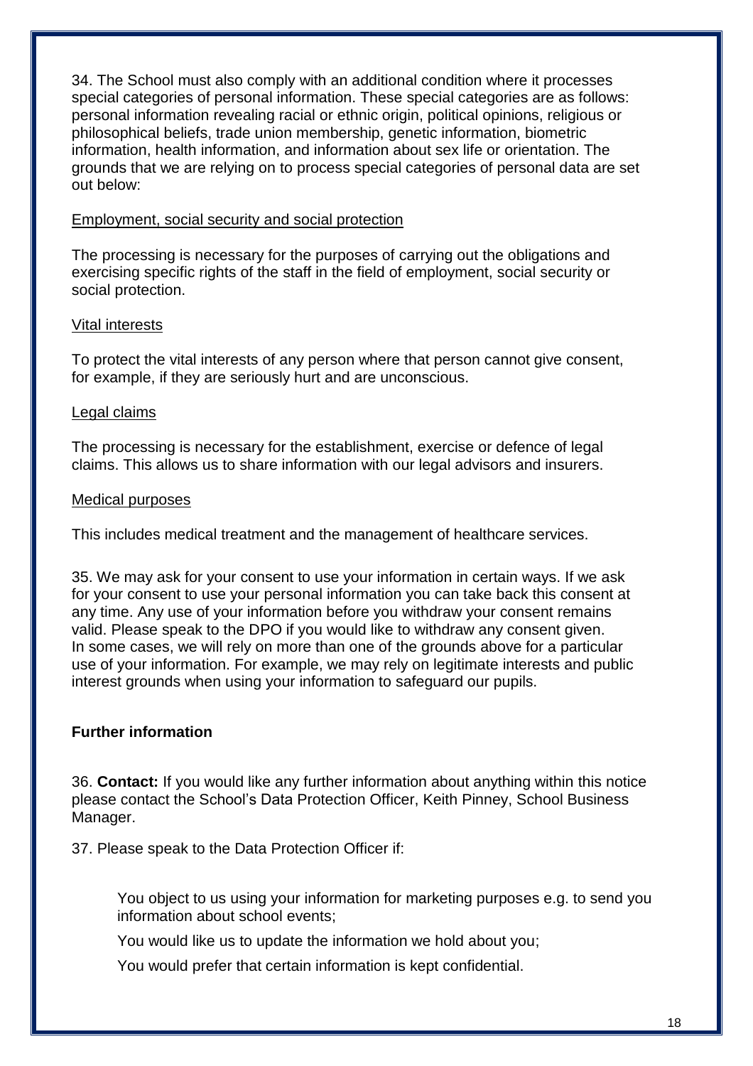34. The School must also comply with an additional condition where it processes special categories of personal information. These special categories are as follows: personal information revealing racial or ethnic origin, political opinions, religious or philosophical beliefs, trade union membership, genetic information, biometric information, health information, and information about sex life or orientation. The grounds that we are relying on to process special categories of personal data are set out below:

<u>Employment, social security and social protection</u>

The processing is necessary for the purposes of carrying out the obligations and exercising specific rights of the staff in the field of employment, social security or social protection.

<u>Vital interests</u>

To protect the vital interests of any person where that person cannot give consent, for example, if they are seriously hurt and are unconscious.

<u>Legal claims</u>

The processing is necessary for the establishment, exercise or defence of legal claims. This allows us to share information with our legal advisors and insurers.

<u>Medical purposes</u>

This includes medical treatment and the management of healthcare services.

35. We may ask for your consent to use your information in certain ways. If we ask for your consent to use your personal information you can take back this consent at any time. Any use of your information before you withdraw your consent remains valid. Please speak to the DPO if you would like to withdraw any consent given. In some cases, we will rely on more than one of the grounds above for a particular use of your information. For example, we may rely on legitimate interests and public interest grounds when using your information to safeguard our pupils.

**Further information**

36. **Contact:** If you would like any further information about anything within this notice please contact the School's Data Protection Officer, Keith Pinney, School Business Manager.

37. Please speak to the Data Protection Officer if:

- You object to us using your information for marketing purposes e.g. to send you information about school events;
- You would like us to update the information we hold about you;
- You would prefer that certain information is kept confidential.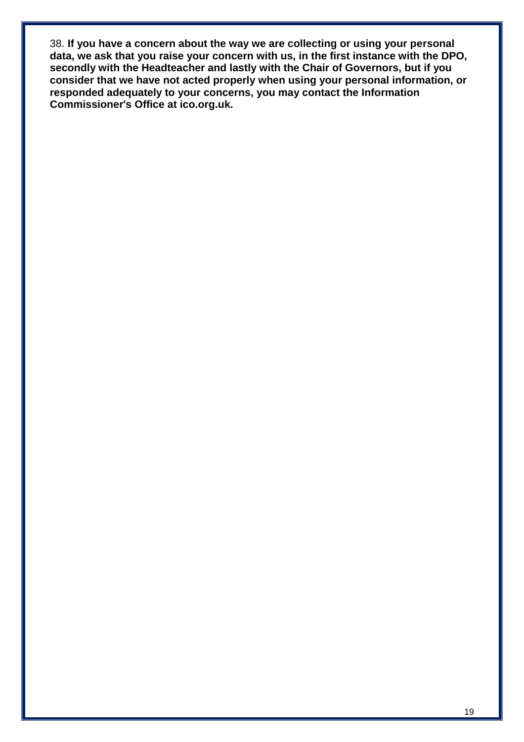38. **If you have a concern about the way we are collecting or using your personal data, we ask that you raise your concern with us, in the first instance with the DPO, secondly with the Headteacher and lastly with the Chair of Governors, but if you consider that we have not acted properly when using your personal information, or responded adequately to your concerns, you may contact the Information Commissioner's Office at ico.org.uk.**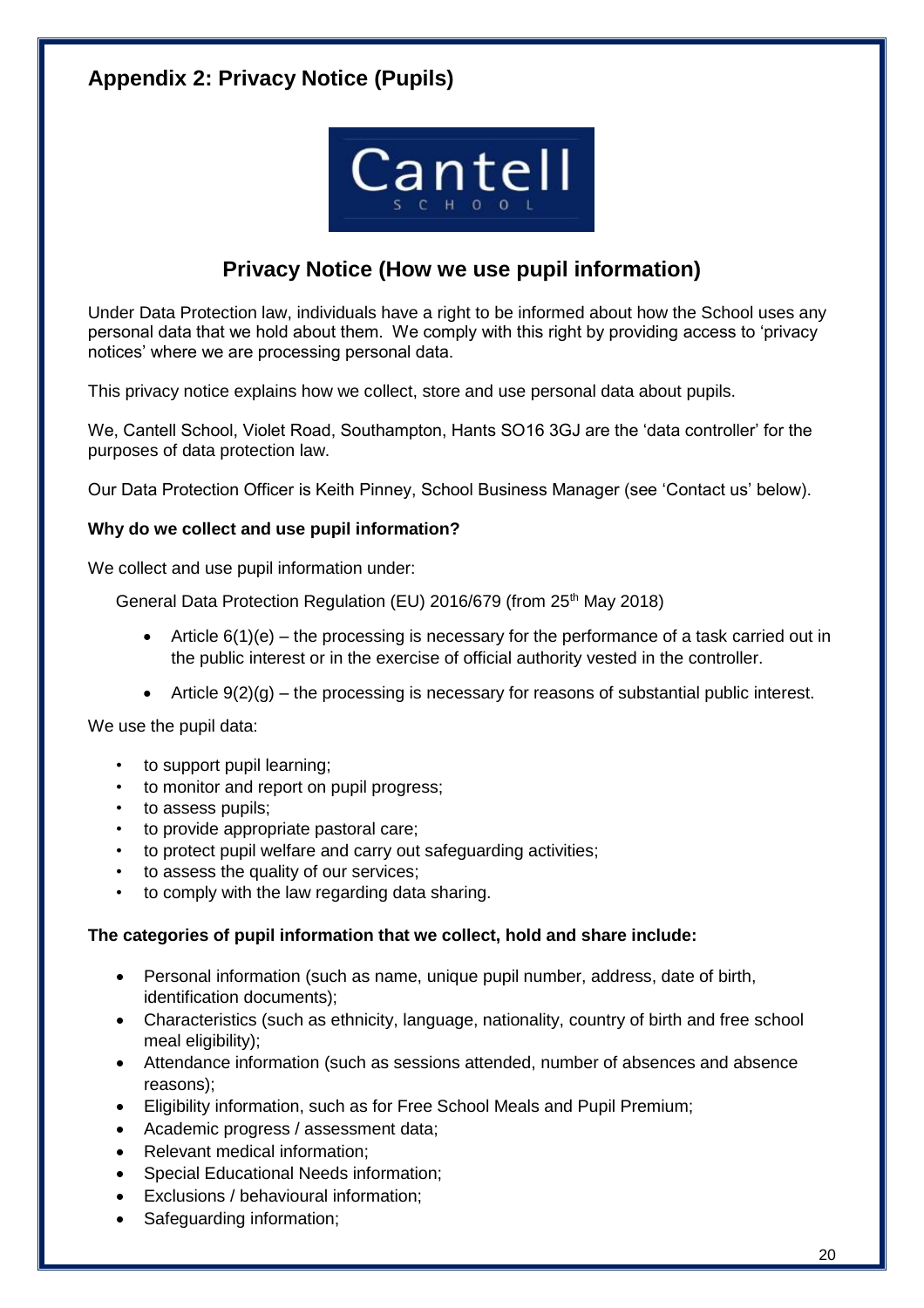## Appendix 2: Privacy Notice (Pupils)

Cantell
SCHOOL

# Privacy Notice (How we use pupil information)

Under Data Protection law, individuals have a right to be informed about how the School uses any personal data that we hold about them. We comply with this right by providing access to 'privacy notices' where we are processing personal data.

This privacy notice explains how we collect, store and use personal data about pupils.

We, Cantell School, Violet Road, Southampton, Hants SO16 3GJ are the 'data controller' for the purposes of data protection law.

Our Data Protection Officer is Keith Pinney, School Business Manager (see 'Contact us' below).

**Why do we collect and use pupil information?**

We collect and use pupil information under:

General Data Protection Regulation (EU) 2016/679 (from 25th May 2018)

- Article 6(1)(e) – the processing is necessary for the performance of a task carried out in the public interest or in the exercise of official authority vested in the controller.
- Article 9(2)(g) – the processing is necessary for reasons of substantial public interest.

We use the pupil data:

- to support pupil learning;
- to monitor and report on pupil progress;
- to assess pupils;
- to provide appropriate pastoral care;
- to protect pupil welfare and carry out safeguarding activities;
- to assess the quality of our services;
- to comply with the law regarding data sharing.

**The categories of pupil information that we collect, hold and share include:**

- Personal information (such as name, unique pupil number, address, date of birth, identification documents);
- Characteristics (such as ethnicity, language, nationality, country of birth and free school meal eligibility);
- Attendance information (such as sessions attended, number of absences and absence reasons);
- Eligibility information, such as for Free School Meals and Pupil Premium;
- Academic progress / assessment data;
- Relevant medical information;
- Special Educational Needs information;
- Exclusions / behavioural information;
- Safeguarding information;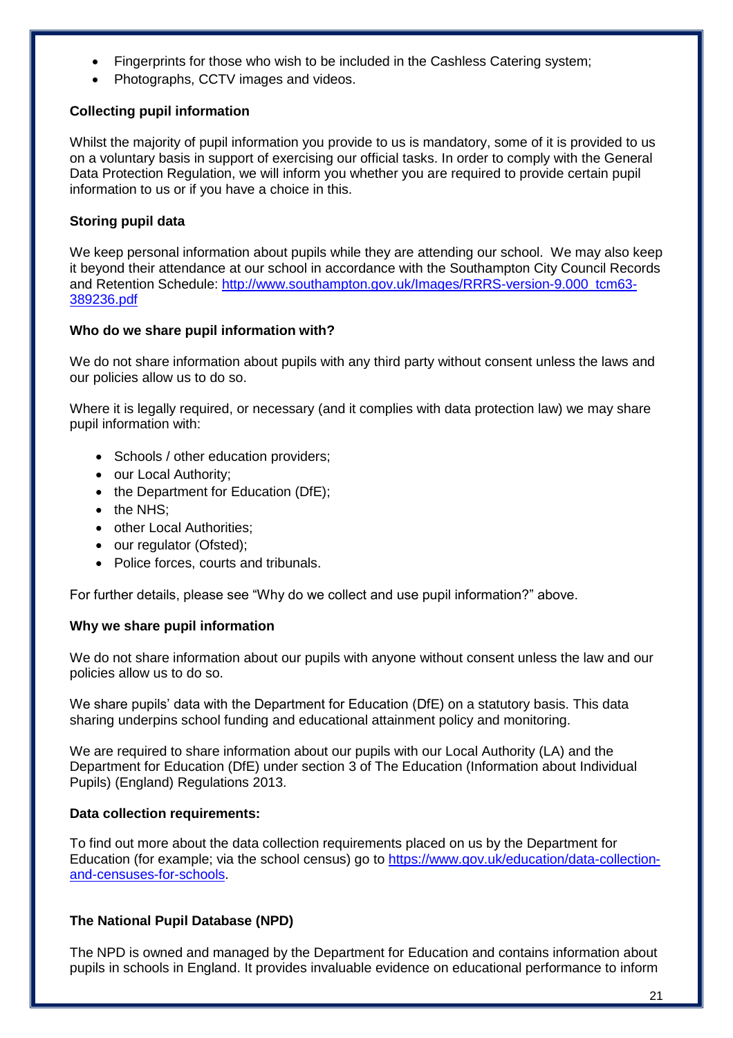- Fingerprints for those who wish to be included in the Cashless Catering system;
- Photographs, CCTV images and videos.

**Collecting pupil information**

Whilst the majority of pupil information you provide to us is mandatory, some of it is provided to us on a voluntary basis in support of exercising our official tasks. In order to comply with the General Data Protection Regulation, we will inform you whether you are required to provide certain pupil information to us or if you have a choice in this.

**Storing pupil data**

We keep personal information about pupils while they are attending our school. We may also keep it beyond their attendance at our school in accordance with the Southampton City Council Records and Retention Schedule: [http://www.southampton.gov.uk/Images/RRRS-version-9.000_tcm63-389236.pdf](http://www.southampton.gov.uk/Images/RRRS-version-9.000_tcm63-389236.pdf)

**Who do we share pupil information with?**

We do not share information about pupils with any third party without consent unless the laws and our policies allow us to do so.

Where it is legally required, or necessary (and it complies with data protection law) we may share pupil information with:

- Schools / other education providers;
- our Local Authority;
- the Department for Education (DfE);
- the NHS;
- other Local Authorities;
- our regulator (Ofsted);
- Police forces, courts and tribunals.

For further details, please see "Why do we collect and use pupil information?" above.

**Why we share pupil information**

We do not share information about our pupils with anyone without consent unless the law and our policies allow us to do so.

We share pupils' data with the Department for Education (DfE) on a statutory basis. This data sharing underpins school funding and educational attainment policy and monitoring.

We are required to share information about our pupils with our Local Authority (LA) and the Department for Education (DfE) under section 3 of The Education (Information about Individual Pupils) (England) Regulations 2013.

**Data collection requirements:**

To find out more about the data collection requirements placed on us by the Department for Education (for example; via the school census) go to [https://www.gov.uk/education/data-collection-and-censuses-for-schools](https://www.gov.uk/education/data-collection-and-censuses-for-schools).

**The National Pupil Database (NPD)**

The NPD is owned and managed by the Department for Education and contains information about pupils in schools in England. It provides invaluable evidence on educational performance to inform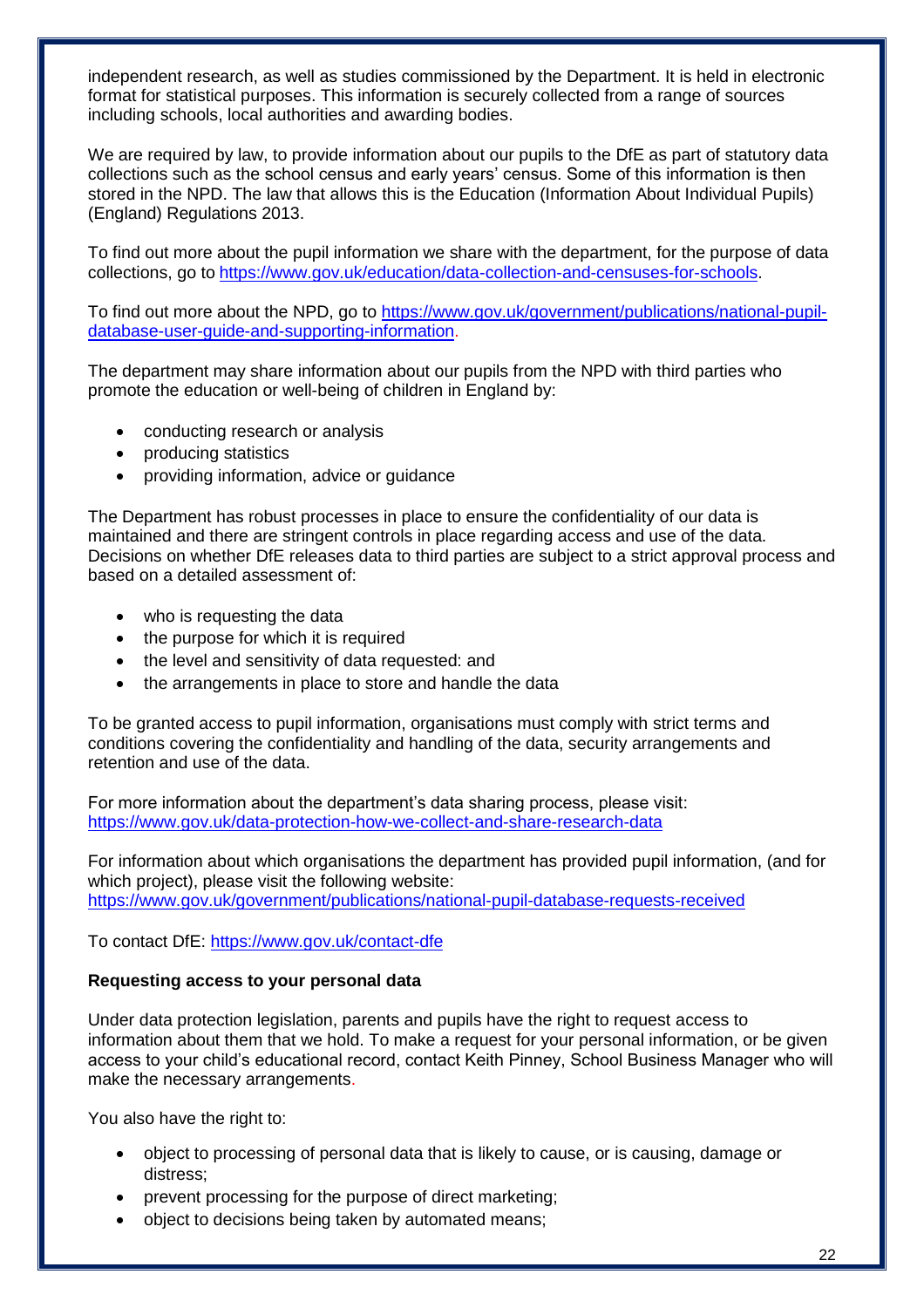independent research, as well as studies commissioned by the Department. It is held in electronic format for statistical purposes. This information is securely collected from a range of sources including schools, local authorities and awarding bodies.

We are required by law, to provide information about our pupils to the DfE as part of statutory data collections such as the school census and early years' census. Some of this information is then stored in the NPD. The law that allows this is the Education (Information About Individual Pupils) (England) Regulations 2013.

To find out more about the pupil information we share with the department, for the purpose of data collections, go to https://www.gov.uk/education/data-collection-and-censuses-for-schools.

To find out more about the NPD, go to https://www.gov.uk/government/publications/national-pupil-database-user-guide-and-supporting-information.

The department may share information about our pupils from the NPD with third parties who promote the education or well-being of children in England by:

- conducting research or analysis
- producing statistics
- providing information, advice or guidance

The Department has robust processes in place to ensure the confidentiality of our data is maintained and there are stringent controls in place regarding access and use of the data. Decisions on whether DfE releases data to third parties are subject to a strict approval process and based on a detailed assessment of:

- who is requesting the data
- the purpose for which it is required
- the level and sensitivity of data requested: and
- the arrangements in place to store and handle the data

To be granted access to pupil information, organisations must comply with strict terms and conditions covering the confidentiality and handling of the data, security arrangements and retention and use of the data.

For more information about the department's data sharing process, please visit: https://www.gov.uk/data-protection-how-we-collect-and-share-research-data

For information about which organisations the department has provided pupil information, (and for which project), please visit the following website: https://www.gov.uk/government/publications/national-pupil-database-requests-received

To contact DfE: https://www.gov.uk/contact-dfe

**Requesting access to your personal data**

Under data protection legislation, parents and pupils have the right to request access to information about them that we hold. To make a request for your personal information, or be given access to your child's educational record, contact Keith Pinney, School Business Manager who will make the necessary arrangements.

You also have the right to:

- object to processing of personal data that is likely to cause, or is causing, damage or distress;
- prevent processing for the purpose of direct marketing;
- object to decisions being taken by automated means;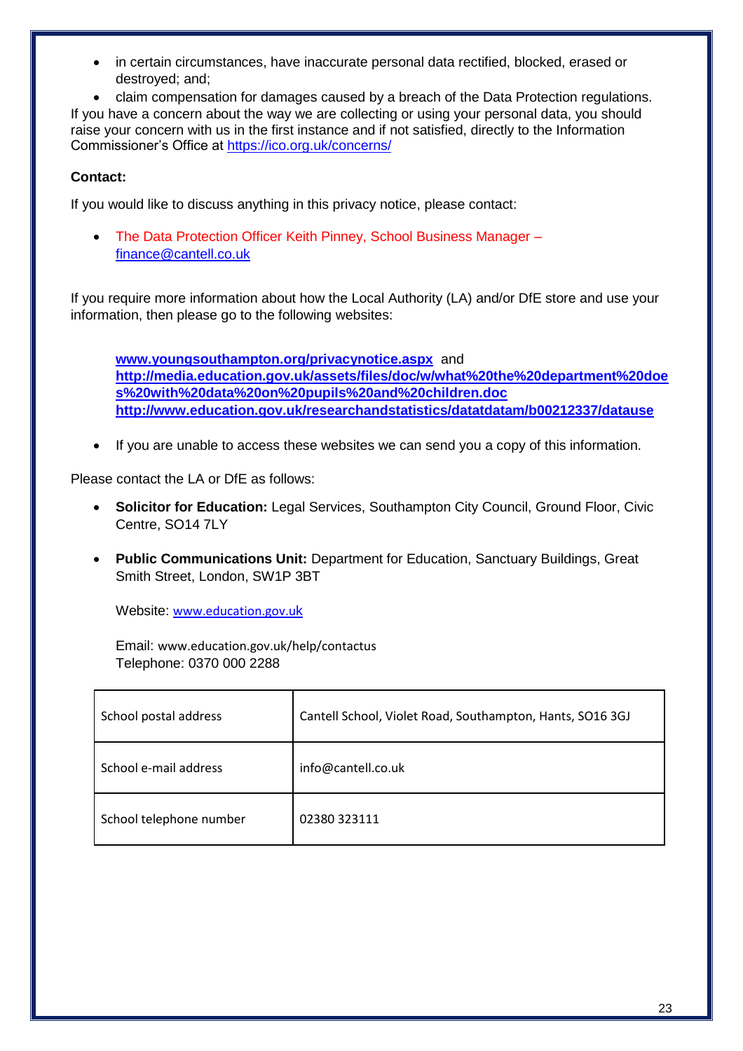- in certain circumstances, have inaccurate personal data rectified, blocked, erased or destroyed; and;
- claim compensation for damages caused by a breach of the Data Protection regulations.

If you have a concern about the way we are collecting or using your personal data, you should raise your concern with us in the first instance and if not satisfied, directly to the Information Commissioner's Office at https://ico.org.uk/concerns/

**Contact:**

If you would like to discuss anything in this privacy notice, please contact:

- The Data Protection Officer Keith Pinney, School Business Manager – finance@cantell.co.uk

If you require more information about how the Local Authority (LA) and/or DfE store and use your information, then please go to the following websites:

**www.youngsouthampton.org/privacynotice.aspx** and
**http://media.education.gov.uk/assets/files/doc/w/what%20the%20department%20does%20with%20data%20on%20pupils%20and%20children.doc**
**http://www.education.gov.uk/researchandstatistics/datatdatam/b00212337/datause**

- If you are unable to access these websites we can send you a copy of this information.

Please contact the LA or DfE as follows:

- **Solicitor for Education:** Legal Services, Southampton City Council, Ground Floor, Civic Centre, SO14 7LY
- **Public Communications Unit:** Department for Education, Sanctuary Buildings, Great Smith Street, London, SW1P 3BT

  Website: www.education.gov.uk

  Email: www.education.gov.uk/help/contactus
  Telephone: 0370 000 2288

| | |
|---|---|
| School postal address | Cantell School, Violet Road, Southampton, Hants, SO16 3GJ |
| School e-mail address | info@cantell.co.uk |
| School telephone number | 02380 323111 |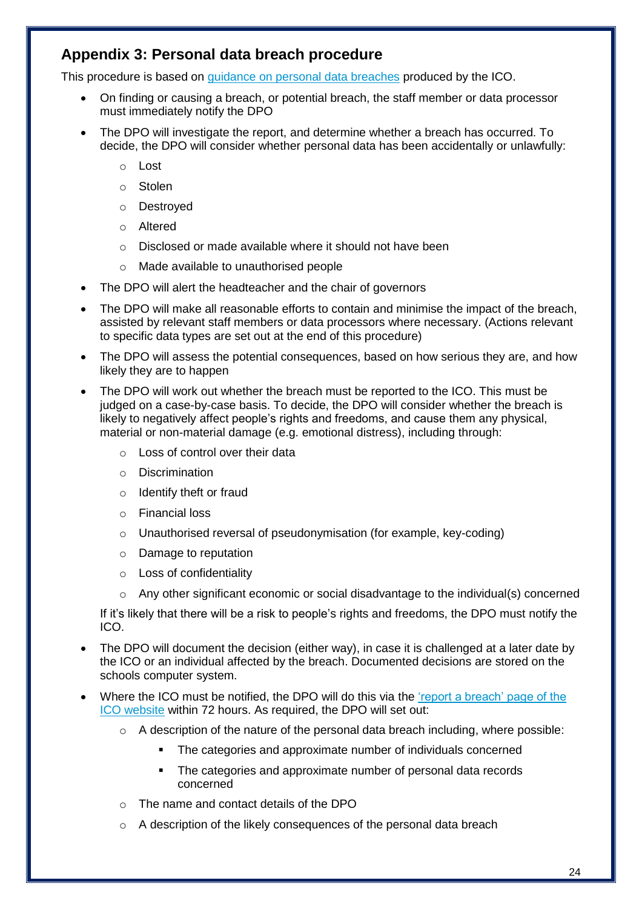## Appendix 3: Personal data breach procedure

This procedure is based on [guidance on personal data breaches](#) produced by the ICO.

- On finding or causing a breach, or potential breach, the staff member or data processor must immediately notify the DPO
- The DPO will investigate the report, and determine whether a breach has occurred. To decide, the DPO will consider whether personal data has been accidentally or unlawfully:
    - Lost
    - Stolen
    - Destroyed
    - Altered
    - Disclosed or made available where it should not have been
    - Made available to unauthorised people
- The DPO will alert the headteacher and the chair of governors
- The DPO will make all reasonable efforts to contain and minimise the impact of the breach, assisted by relevant staff members or data processors where necessary. (Actions relevant to specific data types are set out at the end of this procedure)
- The DPO will assess the potential consequences, based on how serious they are, and how likely they are to happen
- The DPO will work out whether the breach must be reported to the ICO. This must be judged on a case-by-case basis. To decide, the DPO will consider whether the breach is likely to negatively affect people's rights and freedoms, and cause them any physical, material or non-material damage (e.g. emotional distress), including through:
    - Loss of control over their data
    - Discrimination
    - Identify theft or fraud
    - Financial loss
    - Unauthorised reversal of pseudonymisation (for example, key-coding)
    - Damage to reputation
    - Loss of confidentiality
    - Any other significant economic or social disadvantage to the individual(s) concerned

  If it's likely that there will be a risk to people's rights and freedoms, the DPO must notify the ICO.
- The DPO will document the decision (either way), in case it is challenged at a later date by the ICO or an individual affected by the breach. Documented decisions are stored on the schools computer system.
- Where the ICO must be notified, the DPO will do this via the ['report a breach' page of the ICO website](#) within 72 hours. As required, the DPO will set out:
    - A description of the nature of the personal data breach including, where possible:
        - The categories and approximate number of individuals concerned
        - The categories and approximate number of personal data records concerned
    - The name and contact details of the DPO
    - A description of the likely consequences of the personal data breach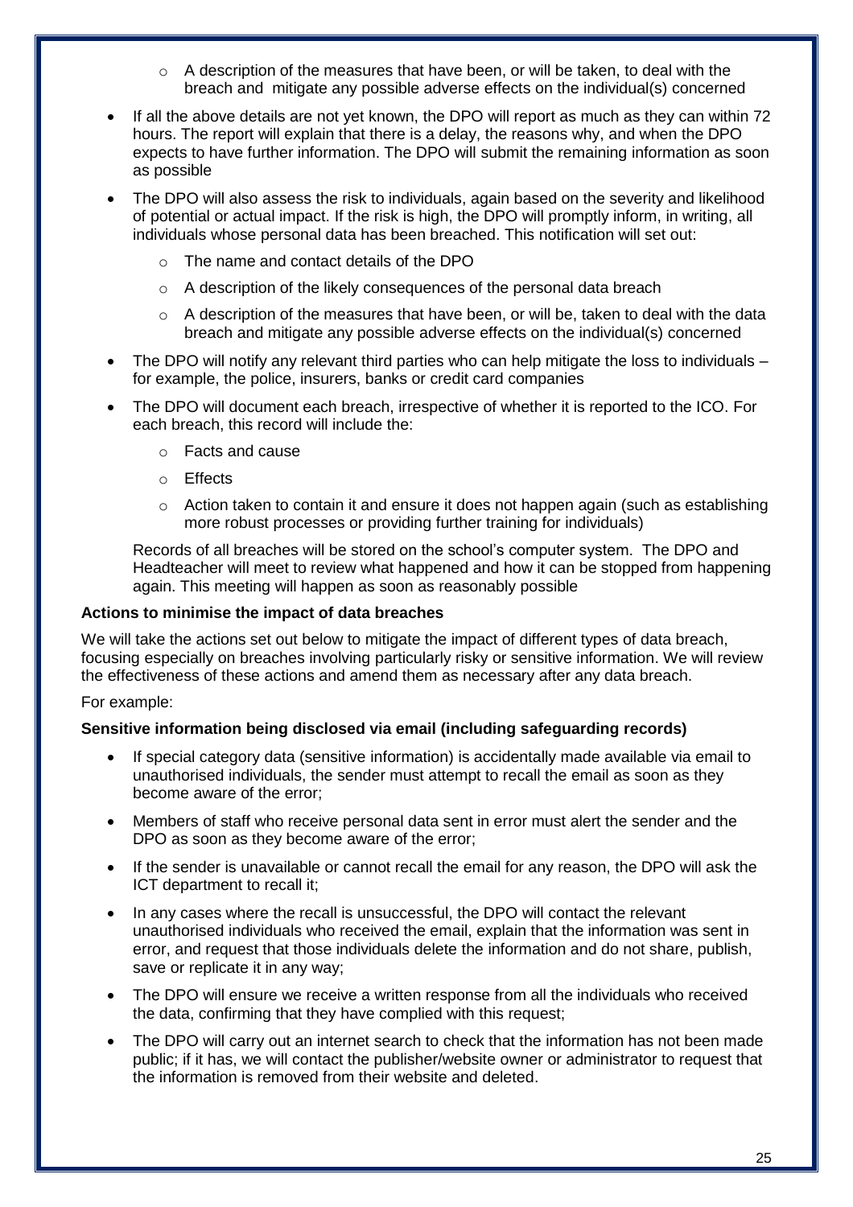- A description of the measures that have been, or will be taken, to deal with the breach and  mitigate any possible adverse effects on the individual(s) concerned

- If all the above details are not yet known, the DPO will report as much as they can within 72 hours. The report will explain that there is a delay, the reasons why, and when the DPO expects to have further information. The DPO will submit the remaining information as soon as possible

- The DPO will also assess the risk to individuals, again based on the severity and likelihood of potential or actual impact. If the risk is high, the DPO will promptly inform, in writing, all individuals whose personal data has been breached. This notification will set out:
  - The name and contact details of the DPO
  - A description of the likely consequences of the personal data breach
  - A description of the measures that have been, or will be, taken to deal with the data breach and mitigate any possible adverse effects on the individual(s) concerned

- The DPO will notify any relevant third parties who can help mitigate the loss to individuals – for example, the police, insurers, banks or credit card companies

- The DPO will document each breach, irrespective of whether it is reported to the ICO. For each breach, this record will include the:
  - Facts and cause
  - Effects
  - Action taken to contain it and ensure it does not happen again (such as establishing more robust processes or providing further training for individuals)

  Records of all breaches will be stored on the school's computer system.  The DPO and Headteacher will meet to review what happened and how it can be stopped from happening again. This meeting will happen as soon as reasonably possible

**Actions to minimise the impact of data breaches**

We will take the actions set out below to mitigate the impact of different types of data breach, focusing especially on breaches involving particularly risky or sensitive information. We will review the effectiveness of these actions and amend them as necessary after any data breach.

For example:

**Sensitive information being disclosed via email (including safeguarding records)**

- If special category data (sensitive information) is accidentally made available via email to unauthorised individuals, the sender must attempt to recall the email as soon as they become aware of the error;
- Members of staff who receive personal data sent in error must alert the sender and the DPO as soon as they become aware of the error;
- If the sender is unavailable or cannot recall the email for any reason, the DPO will ask the ICT department to recall it;
- In any cases where the recall is unsuccessful, the DPO will contact the relevant unauthorised individuals who received the email, explain that the information was sent in error, and request that those individuals delete the information and do not share, publish, save or replicate it in any way;
- The DPO will ensure we receive a written response from all the individuals who received the data, confirming that they have complied with this request;
- The DPO will carry out an internet search to check that the information has not been made public; if it has, we will contact the publisher/website owner or administrator to request that the information is removed from their website and deleted.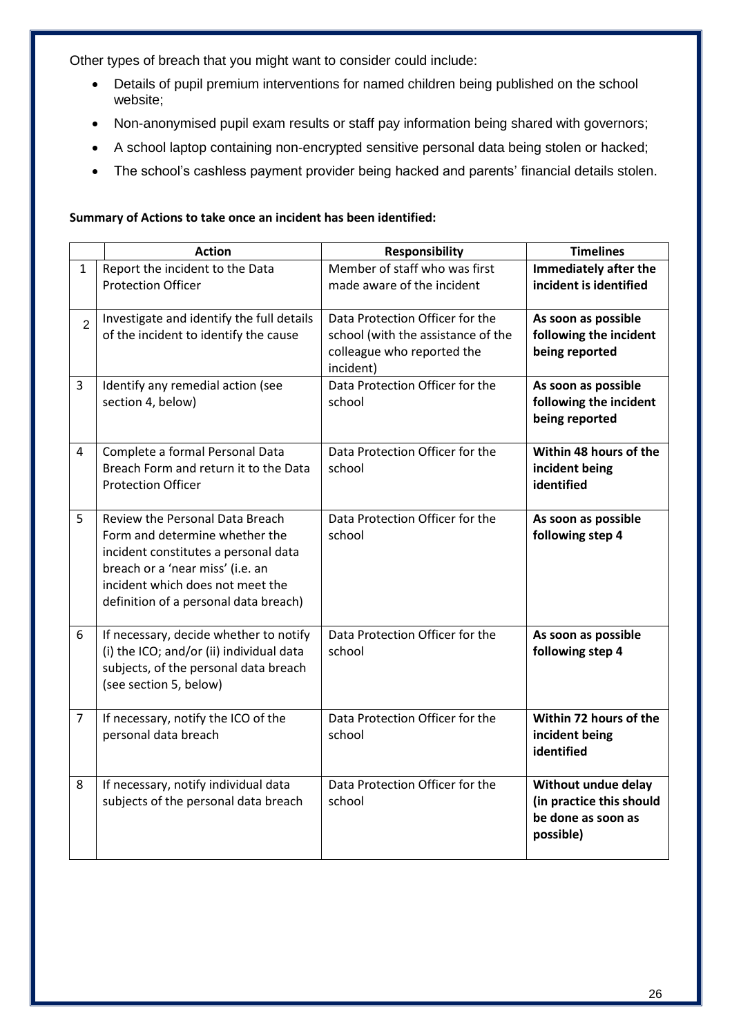Other types of breach that you might want to consider could include:

- Details of pupil premium interventions for named children being published on the school website;
- Non-anonymised pupil exam results or staff pay information being shared with governors;
- A school laptop containing non-encrypted sensitive personal data being stolen or hacked;
- The school's cashless payment provider being hacked and parents' financial details stolen.

**Summary of Actions to take once an incident has been identified:**

| | Action | Responsibility | Timelines |
|---|---|---|---|
| 1 | Report the incident to the Data Protection Officer | Member of staff who was first made aware of the incident | **Immediately after the incident is identified** |
| 2 | Investigate and identify the full details of the incident to identify the cause | Data Protection Officer for the school (with the assistance of the colleague who reported the incident) | **As soon as possible following the incident being reported** |
| 3 | Identify any remedial action (see section 4, below) | Data Protection Officer for the school | **As soon as possible following the incident being reported** |
| 4 | Complete a formal Personal Data Breach Form and return it to the Data Protection Officer | Data Protection Officer for the school | **Within 48 hours of the incident being identified** |
| 5 | Review the Personal Data Breach Form and determine whether the incident constitutes a personal data breach or a 'near miss' (i.e. an incident which does not meet the definition of a personal data breach) | Data Protection Officer for the school | **As soon as possible following step 4** |
| 6 | If necessary, decide whether to notify (i) the ICO; and/or (ii) individual data subjects, of the personal data breach (see section 5, below) | Data Protection Officer for the school | **As soon as possible following step 4** |
| 7 | If necessary, notify the ICO of the personal data breach | Data Protection Officer for the school | **Within 72 hours of the incident being identified** |
| 8 | If necessary, notify individual data subjects of the personal data breach | Data Protection Officer for the school | **Without undue delay (in practice this should be done as soon as possible)** |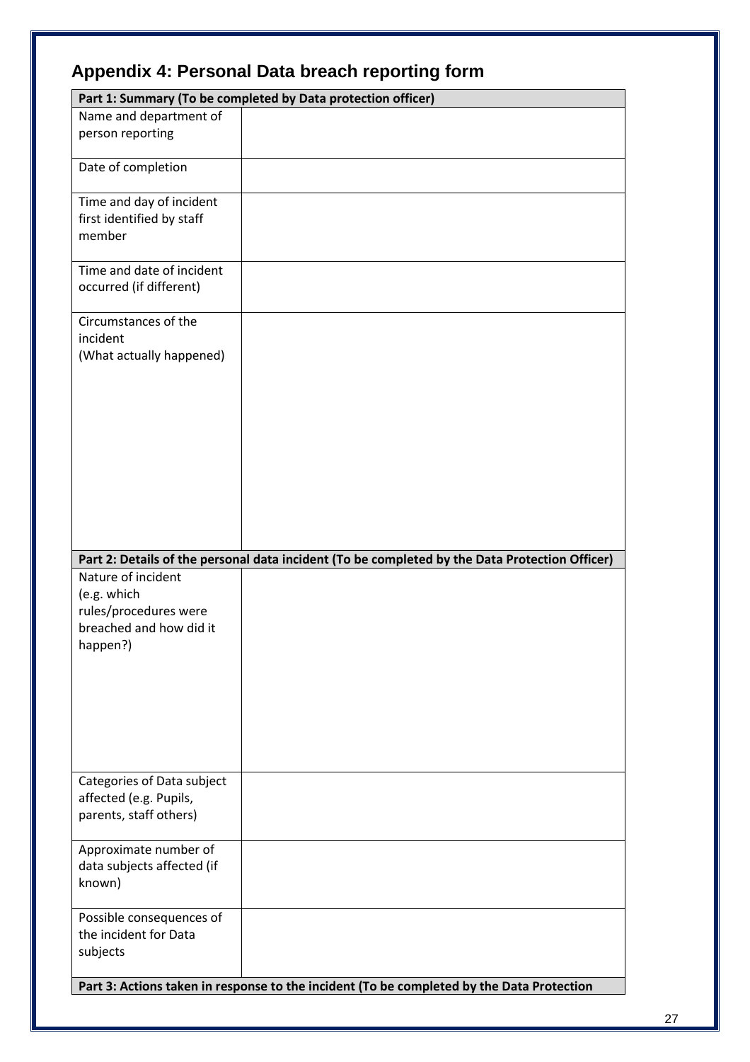# Appendix 4: Personal Data breach reporting form

| **Part 1: Summary (To be completed by Data protection officer)** | |
|---|---|
| Name and department of person reporting | |
| Date of completion | |
| Time and day of incident first identified by staff member | |
| Time and date of incident occurred (if different) | |
| Circumstances of the incident (What actually happened) | |
| **Part 2: Details of the personal data incident (To be completed by the Data Protection Officer)** | |
| Nature of incident (e.g. which rules/procedures were breached and how did it happen?) | |
| Categories of Data subject affected (e.g. Pupils, parents, staff others) | |
| Approximate number of data subjects affected (if known) | |
| Possible consequences of the incident for Data subjects | |
| **Part 3: Actions taken in response to the incident (To be completed by the Data Protection** | |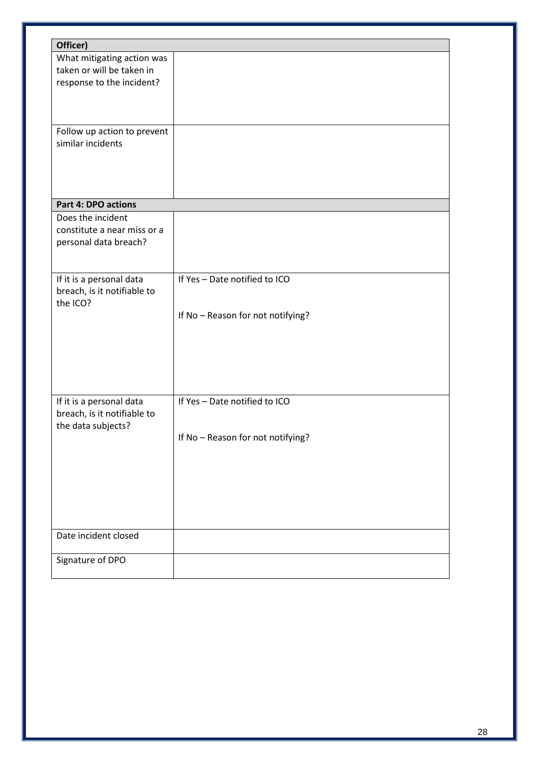| Officer) | |
|---|---|
| What mitigating action was taken or will be taken in response to the incident? | |
| Follow up action to prevent similar incidents | |
| **Part 4: DPO actions** | |
| Does the incident constitute a near miss or a personal data breach? | |
| If it is a personal data breach, is it notifiable to the ICO? | If Yes – Date notified to ICO<br><br>If No – Reason for not notifying? |
| If it is a personal data breach, is it notifiable to the data subjects? | If Yes – Date notified to ICO<br><br>If No – Reason for not notifying? |
| Date incident closed | |
| Signature of DPO | |